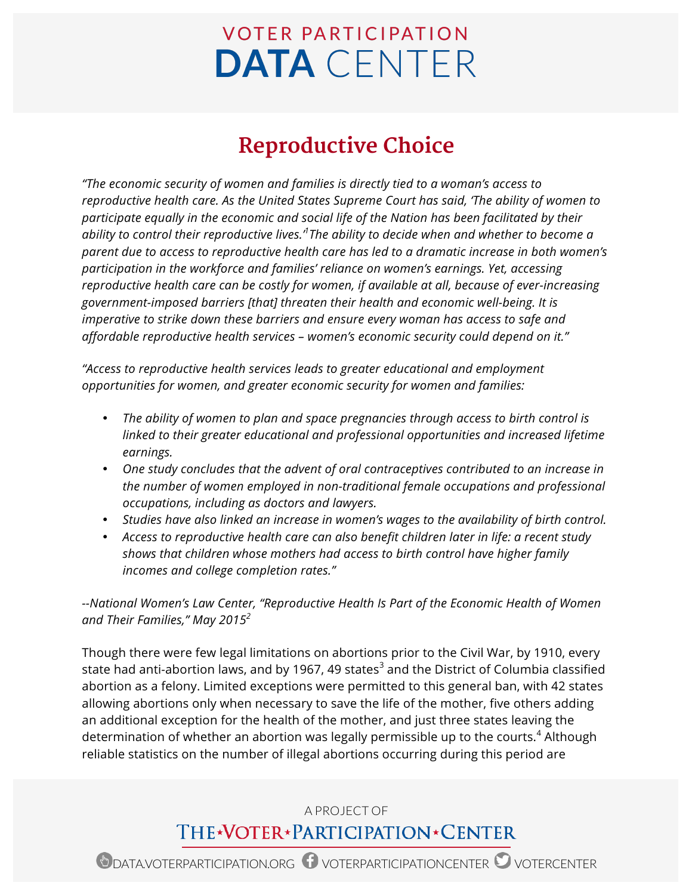# Reproductive Choice

*"The economic security of women and families is directly tied to a woman's access to reproductive health care. As the United States Supreme Court has said, 'The ability of women to participate equally in the economic and social life of the Nation has been facilitated by their ability to control their reproductive lives.'[1] The ability to decide when and whether to become a parent due to access to reproductive health care has led to a dramatic increase in both women's participation in the workforce and families' reliance on women's earnings. Yet, accessing reproductive health care can be costly for women, if available at all, because of ever-increasing government-imposed barriers [that] threaten their health and economic well-being. It is imperative to strike down these barriers and ensure every woman has access to safe and affordable reproductive health services – women's economic security could depend on it."*

*"Access to reproductive health services leads to greater educational and employment opportunities for women, and greater economic security for women and families:*

- *The ability of women to plan and space pregnancies through access to birth control is linked to their greater educational and professional opportunities and increased lifetime earnings.*
- *One study concludes that the advent of oral contraceptives contributed to an increase in the number of women employed in non-traditional female occupations and professional occupations, including as doctors and lawyers.*
- *Studies have also linked an increase in women's wages to the availability of birth control.*
- *Access to reproductive health care can also benefit children later in life: a recent study shows that children whose mothers had access to birth control have higher family incomes and college completion rates."*

*--National Women's Law Center, "Reproductive Health Is Part of the Economic Health of Women and Their Families," May 2015[2]*

Though there were few legal limitations on abortions prior to the Civil War, by 1910, every state had anti-abortion laws, and by 1967, 49 states[3] and the District of Columbia classified abortion as a felony. Limited exceptions were permitted to this general ban, with 42 states allowing abortions only when necessary to save the life of the mother, five others adding an additional exception for the health of the mother, and just three states leaving the determination of whether an abortion was legally permissible up to the courts.[4] Although reliable statistics on the number of illegal abortions occurring during this period are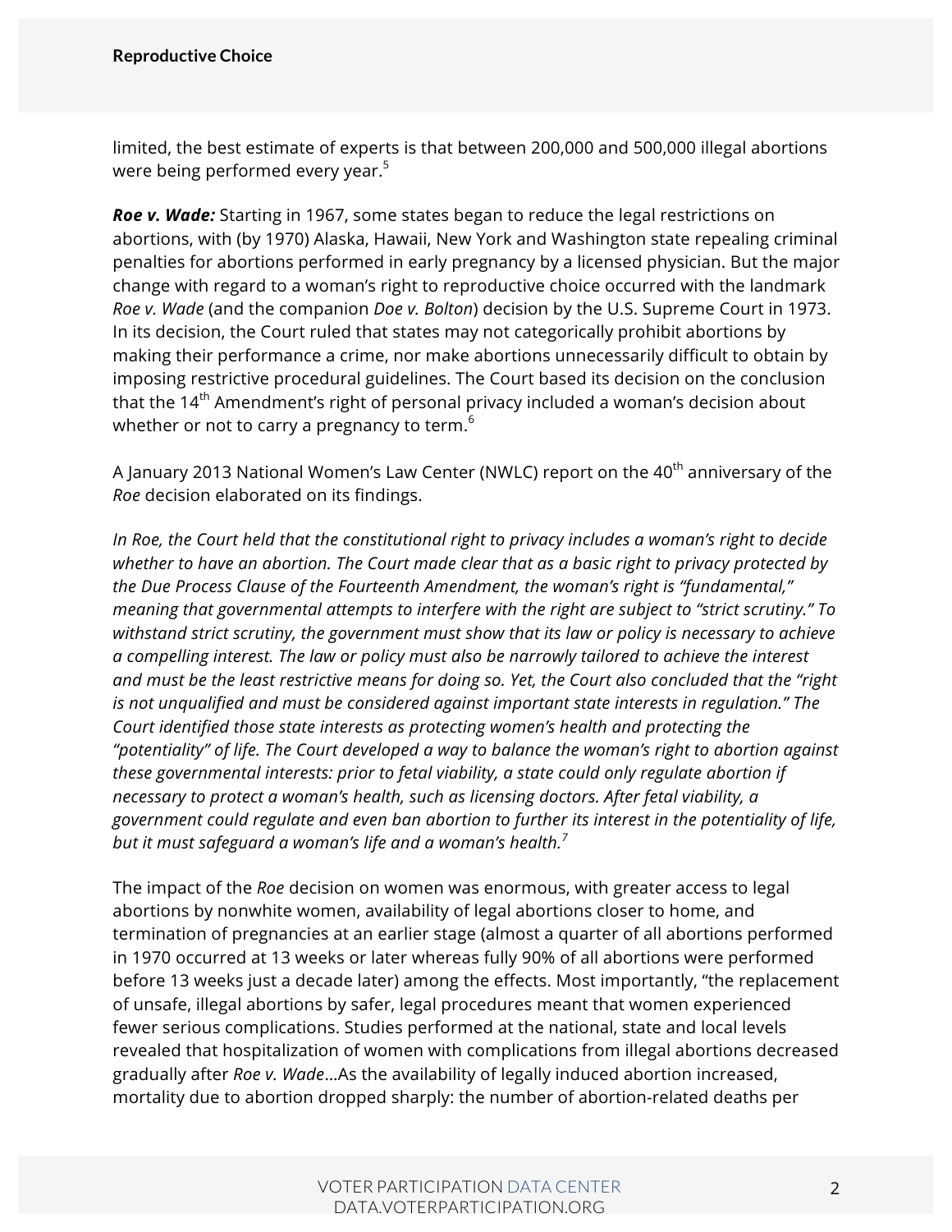limited, the best estimate of experts is that between 200,000 and 500,000 illegal abortions were being performed every year.[5]

***Roe v. Wade:*** Starting in 1967, some states began to reduce the legal restrictions on abortions, with (by 1970) Alaska, Hawaii, New York and Washington state repealing criminal penalties for abortions performed in early pregnancy by a licensed physician. But the major change with regard to a woman's right to reproductive choice occurred with the landmark *Roe v. Wade* (and the companion *Doe v. Bolton*) decision by the U.S. Supreme Court in 1973. In its decision, the Court ruled that states may not categorically prohibit abortions by making their performance a crime, nor make abortions unnecessarily difficult to obtain by imposing restrictive procedural guidelines. The Court based its decision on the conclusion that the 14th Amendment's right of personal privacy included a woman's decision about whether or not to carry a pregnancy to term.[6]

A January 2013 National Women's Law Center (NWLC) report on the 40th anniversary of the *Roe* decision elaborated on its findings.

*In Roe, the Court held that the constitutional right to privacy includes a woman's right to decide whether to have an abortion. The Court made clear that as a basic right to privacy protected by the Due Process Clause of the Fourteenth Amendment, the woman's right is "fundamental," meaning that governmental attempts to interfere with the right are subject to "strict scrutiny." To withstand strict scrutiny, the government must show that its law or policy is necessary to achieve a compelling interest. The law or policy must also be narrowly tailored to achieve the interest and must be the least restrictive means for doing so. Yet, the Court also concluded that the "right is not unqualified and must be considered against important state interests in regulation." The Court identified those state interests as protecting women's health and protecting the "potentiality" of life. The Court developed a way to balance the woman's right to abortion against these governmental interests: prior to fetal viability, a state could only regulate abortion if necessary to protect a woman's health, such as licensing doctors. After fetal viability, a government could regulate and even ban abortion to further its interest in the potentiality of life, but it must safeguard a woman's life and a woman's health.*[7]

The impact of the *Roe* decision on women was enormous, with greater access to legal abortions by nonwhite women, availability of legal abortions closer to home, and termination of pregnancies at an earlier stage (almost a quarter of all abortions performed in 1970 occurred at 13 weeks or later whereas fully 90% of all abortions were performed before 13 weeks just a decade later) among the effects. Most importantly, "the replacement of unsafe, illegal abortions by safer, legal procedures meant that women experienced fewer serious complications. Studies performed at the national, state and local levels revealed that hospitalization of women with complications from illegal abortions decreased gradually after *Roe v. Wade*…As the availability of legally induced abortion increased, mortality due to abortion dropped sharply: the number of abortion-related deaths per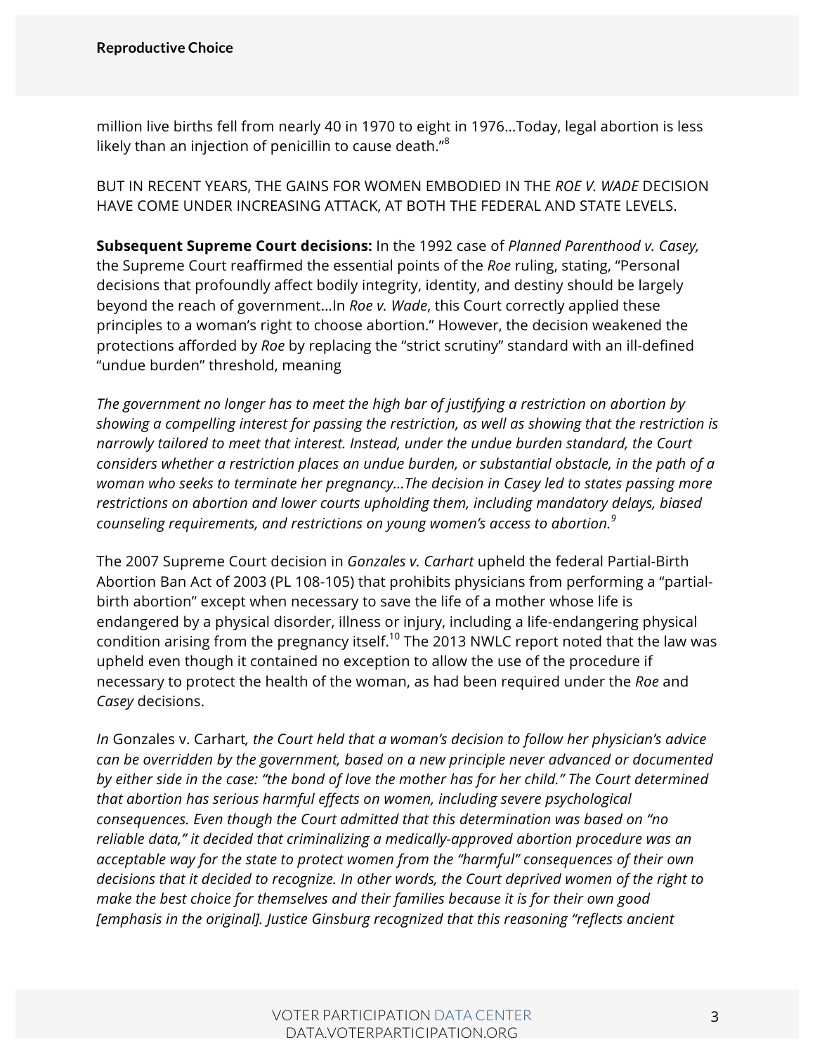million live births fell from nearly 40 in 1970 to eight in 1976…Today, legal abortion is less likely than an injection of penicillin to cause death.”[8]

BUT IN RECENT YEARS, THE GAINS FOR WOMEN EMBODIED IN THE *ROE V. WADE* DECISION HAVE COME UNDER INCREASING ATTACK, AT BOTH THE FEDERAL AND STATE LEVELS.

**Subsequent Supreme Court decisions:** In the 1992 case of *Planned Parenthood v. Casey,* the Supreme Court reaffirmed the essential points of the *Roe* ruling, stating, “Personal decisions that profoundly affect bodily integrity, identity, and destiny should be largely beyond the reach of government…In *Roe v. Wade*, this Court correctly applied these principles to a woman’s right to choose abortion.” However, the decision weakened the protections afforded by *Roe* by replacing the “strict scrutiny” standard with an ill-defined “undue burden” threshold, meaning

*The government no longer has to meet the high bar of justifying a restriction on abortion by showing a compelling interest for passing the restriction, as well as showing that the restriction is narrowly tailored to meet that interest. Instead, under the undue burden standard, the Court considers whether a restriction places an undue burden, or substantial obstacle, in the path of a woman who seeks to terminate her pregnancy…The decision in Casey led to states passing more restrictions on abortion and lower courts upholding them, including mandatory delays, biased counseling requirements, and restrictions on young women’s access to abortion.*[9]

The 2007 Supreme Court decision in *Gonzales v. Carhart* upheld the federal Partial-Birth Abortion Ban Act of 2003 (PL 108-105) that prohibits physicians from performing a “partial-birth abortion” except when necessary to save the life of a mother whose life is endangered by a physical disorder, illness or injury, including a life-endangering physical condition arising from the pregnancy itself.[10] The 2013 NWLC report noted that the law was upheld even though it contained no exception to allow the use of the procedure if necessary to protect the health of the woman, as had been required under the *Roe* and *Casey* decisions.

*In* Gonzales v. Carhart*, the Court held that a woman’s decision to follow her physician’s advice can be overridden by the government, based on a new principle never advanced or documented by either side in the case: “the bond of love the mother has for her child.” The Court determined that abortion has serious harmful effects on women, including severe psychological consequences. Even though the Court admitted that this determination was based on “no reliable data,” it decided that criminalizing a medically-approved abortion procedure was an acceptable way for the state to protect women from the “harmful” consequences of their own decisions that it decided to recognize. In other words, the Court deprived women of the right to make the best choice for themselves and their families because it is for their own good [emphasis in the original]. Justice Ginsburg recognized that this reasoning “reflects ancient*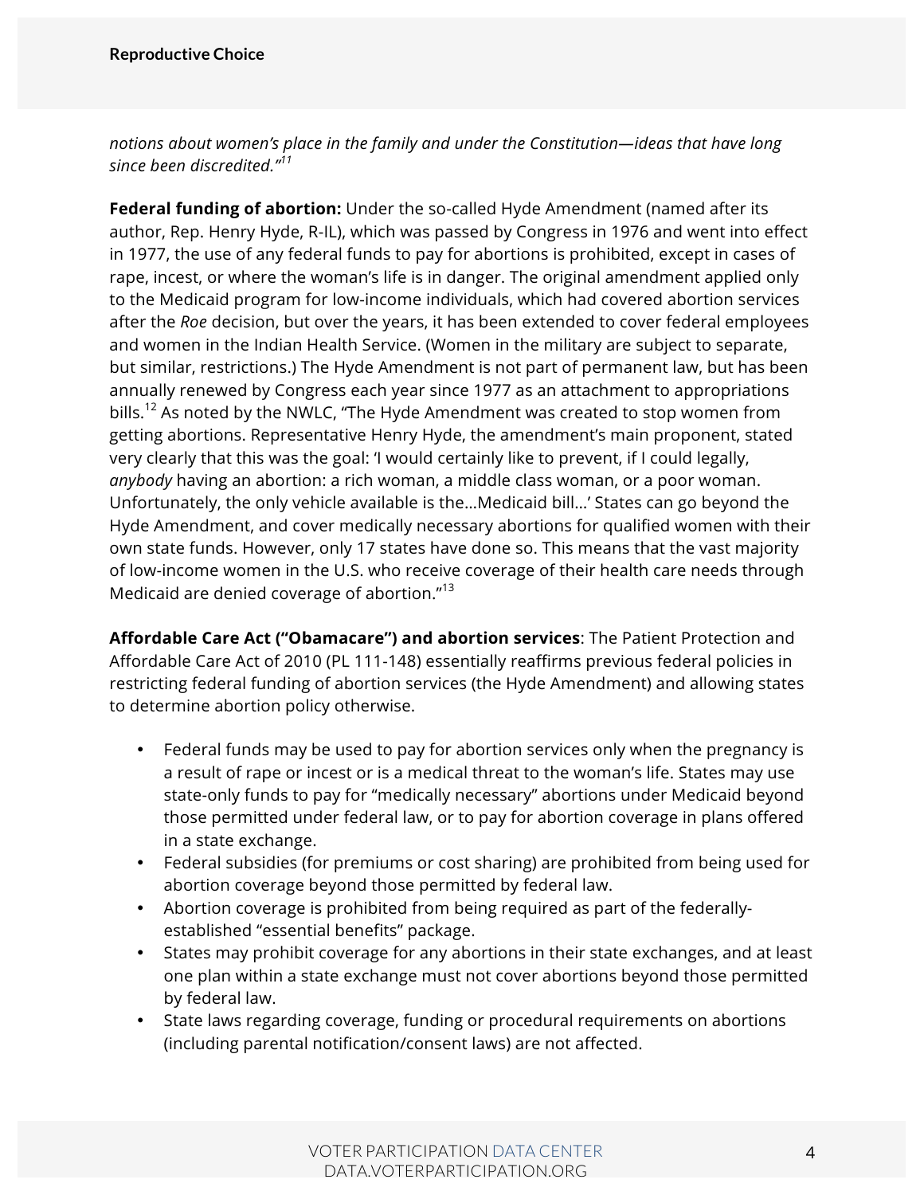*notions about women's place in the family and under the Constitution—ideas that have long since been discredited."*[11]

**Federal funding of abortion:** Under the so-called Hyde Amendment (named after its author, Rep. Henry Hyde, R-IL), which was passed by Congress in 1976 and went into effect in 1977, the use of any federal funds to pay for abortions is prohibited, except in cases of rape, incest, or where the woman's life is in danger. The original amendment applied only to the Medicaid program for low-income individuals, which had covered abortion services after the *Roe* decision, but over the years, it has been extended to cover federal employees and women in the Indian Health Service. (Women in the military are subject to separate, but similar, restrictions.) The Hyde Amendment is not part of permanent law, but has been annually renewed by Congress each year since 1977 as an attachment to appropriations bills.[12] As noted by the NWLC, "The Hyde Amendment was created to stop women from getting abortions. Representative Henry Hyde, the amendment's main proponent, stated very clearly that this was the goal: 'I would certainly like to prevent, if I could legally, *anybody* having an abortion: a rich woman, a middle class woman, or a poor woman. Unfortunately, the only vehicle available is the…Medicaid bill…' States can go beyond the Hyde Amendment, and cover medically necessary abortions for qualified women with their own state funds. However, only 17 states have done so. This means that the vast majority of low-income women in the U.S. who receive coverage of their health care needs through Medicaid are denied coverage of abortion."[13]

**Affordable Care Act ("Obamacare") and abortion services**: The Patient Protection and Affordable Care Act of 2010 (PL 111-148) essentially reaffirms previous federal policies in restricting federal funding of abortion services (the Hyde Amendment) and allowing states to determine abortion policy otherwise.

- Federal funds may be used to pay for abortion services only when the pregnancy is a result of rape or incest or is a medical threat to the woman's life. States may use state-only funds to pay for "medically necessary" abortions under Medicaid beyond those permitted under federal law, or to pay for abortion coverage in plans offered in a state exchange.
- Federal subsidies (for premiums or cost sharing) are prohibited from being used for abortion coverage beyond those permitted by federal law.
- Abortion coverage is prohibited from being required as part of the federally-established "essential benefits" package.
- States may prohibit coverage for any abortions in their state exchanges, and at least one plan within a state exchange must not cover abortions beyond those permitted by federal law.
- State laws regarding coverage, funding or procedural requirements on abortions (including parental notification/consent laws) are not affected.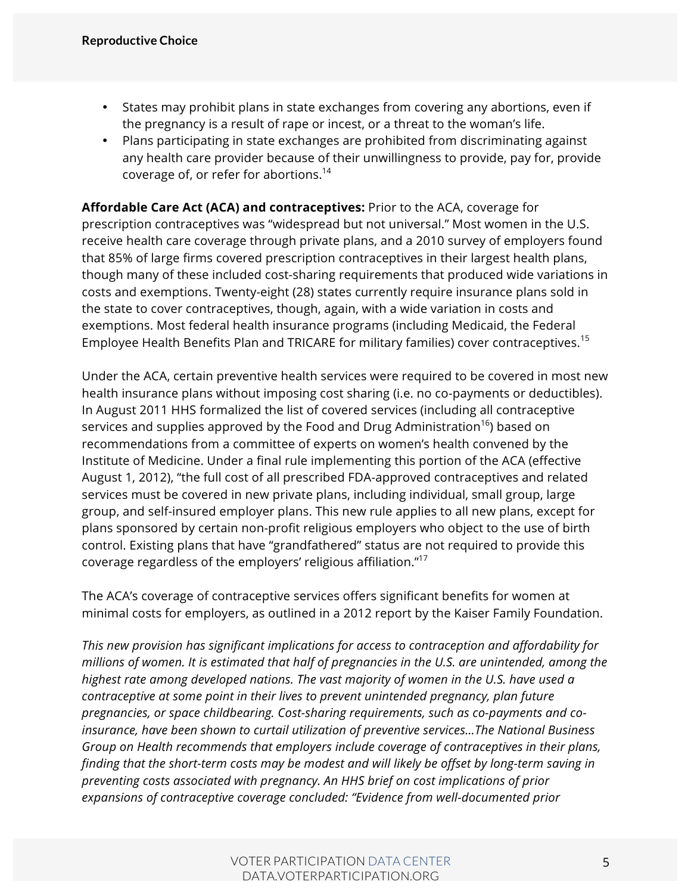- States may prohibit plans in state exchanges from covering any abortions, even if the pregnancy is a result of rape or incest, or a threat to the woman's life.
- Plans participating in state exchanges are prohibited from discriminating against any health care provider because of their unwillingness to provide, pay for, provide coverage of, or refer for abortions.[14]

**Affordable Care Act (ACA) and contraceptives:** Prior to the ACA, coverage for prescription contraceptives was "widespread but not universal." Most women in the U.S. receive health care coverage through private plans, and a 2010 survey of employers found that 85% of large firms covered prescription contraceptives in their largest health plans, though many of these included cost-sharing requirements that produced wide variations in costs and exemptions. Twenty-eight (28) states currently require insurance plans sold in the state to cover contraceptives, though, again, with a wide variation in costs and exemptions. Most federal health insurance programs (including Medicaid, the Federal Employee Health Benefits Plan and TRICARE for military families) cover contraceptives.[15]

Under the ACA, certain preventive health services were required to be covered in most new health insurance plans without imposing cost sharing (i.e. no co-payments or deductibles). In August 2011 HHS formalized the list of covered services (including all contraceptive services and supplies approved by the Food and Drug Administration[16]) based on recommendations from a committee of experts on women's health convened by the Institute of Medicine. Under a final rule implementing this portion of the ACA (effective August 1, 2012), "the full cost of all prescribed FDA-approved contraceptives and related services must be covered in new private plans, including individual, small group, large group, and self-insured employer plans. This new rule applies to all new plans, except for plans sponsored by certain non-profit religious employers who object to the use of birth control. Existing plans that have "grandfathered" status are not required to provide this coverage regardless of the employers' religious affiliation."[17]

The ACA's coverage of contraceptive services offers significant benefits for women at minimal costs for employers, as outlined in a 2012 report by the Kaiser Family Foundation.

*This new provision has significant implications for access to contraception and affordability for millions of women. It is estimated that half of pregnancies in the U.S. are unintended, among the highest rate among developed nations. The vast majority of women in the U.S. have used a contraceptive at some point in their lives to prevent unintended pregnancy, plan future pregnancies, or space childbearing. Cost-sharing requirements, such as co-payments and co-insurance, have been shown to curtail utilization of preventive services…The National Business Group on Health recommends that employers include coverage of contraceptives in their plans, finding that the short-term costs may be modest and will likely be offset by long-term saving in preventing costs associated with pregnancy. An HHS brief on cost implications of prior expansions of contraceptive coverage concluded: "Evidence from well-documented prior*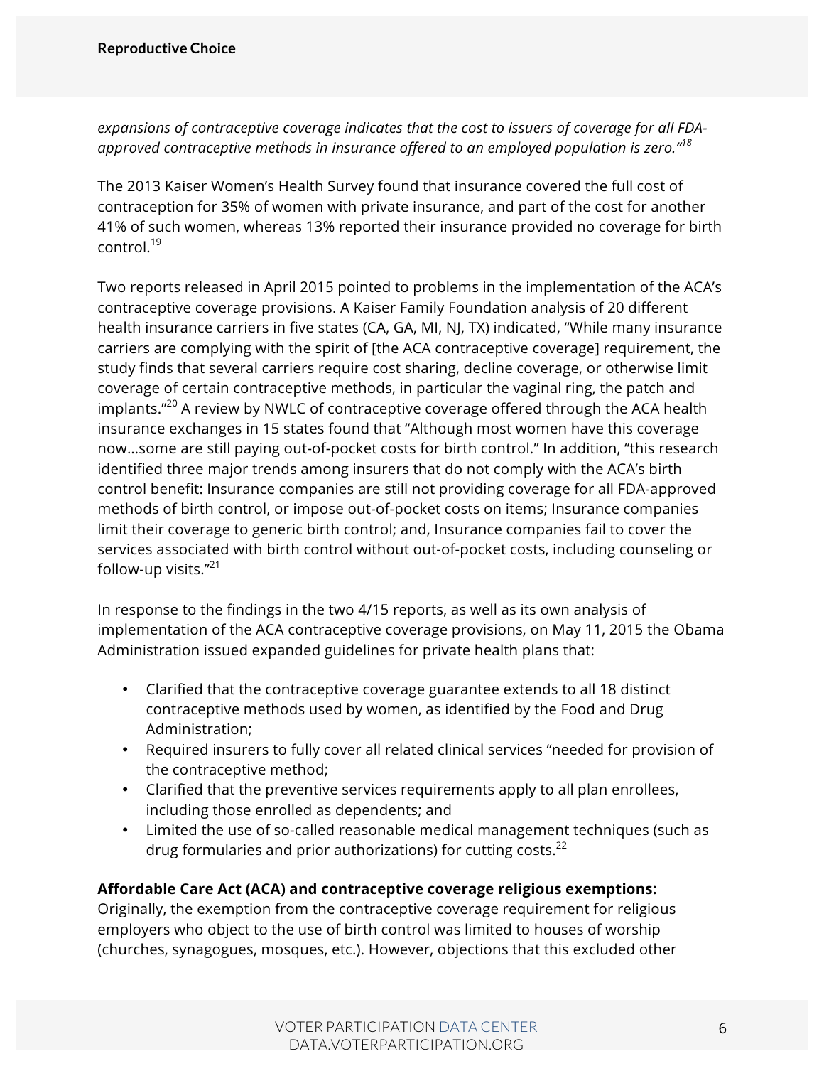*expansions of contraceptive coverage indicates that the cost to issuers of coverage for all FDA-approved contraceptive methods in insurance offered to an employed population is zero."*[18]

The 2013 Kaiser Women's Health Survey found that insurance covered the full cost of contraception for 35% of women with private insurance, and part of the cost for another 41% of such women, whereas 13% reported their insurance provided no coverage for birth control.[19]

Two reports released in April 2015 pointed to problems in the implementation of the ACA's contraceptive coverage provisions. A Kaiser Family Foundation analysis of 20 different health insurance carriers in five states (CA, GA, MI, NJ, TX) indicated, "While many insurance carriers are complying with the spirit of [the ACA contraceptive coverage] requirement, the study finds that several carriers require cost sharing, decline coverage, or otherwise limit coverage of certain contraceptive methods, in particular the vaginal ring, the patch and implants."[20] A review by NWLC of contraceptive coverage offered through the ACA health insurance exchanges in 15 states found that "Although most women have this coverage now…some are still paying out-of-pocket costs for birth control." In addition, "this research identified three major trends among insurers that do not comply with the ACA's birth control benefit: Insurance companies are still not providing coverage for all FDA-approved methods of birth control, or impose out-of-pocket costs on items; Insurance companies limit their coverage to generic birth control; and, Insurance companies fail to cover the services associated with birth control without out-of-pocket costs, including counseling or follow-up visits."[21]

In response to the findings in the two 4/15 reports, as well as its own analysis of implementation of the ACA contraceptive coverage provisions, on May 11, 2015 the Obama Administration issued expanded guidelines for private health plans that:

- Clarified that the contraceptive coverage guarantee extends to all 18 distinct contraceptive methods used by women, as identified by the Food and Drug Administration;
- Required insurers to fully cover all related clinical services "needed for provision of the contraceptive method;
- Clarified that the preventive services requirements apply to all plan enrollees, including those enrolled as dependents; and
- Limited the use of so-called reasonable medical management techniques (such as drug formularies and prior authorizations) for cutting costs.[22]

**Affordable Care Act (ACA) and contraceptive coverage religious exemptions:** Originally, the exemption from the contraceptive coverage requirement for religious employers who object to the use of birth control was limited to houses of worship (churches, synagogues, mosques, etc.). However, objections that this excluded other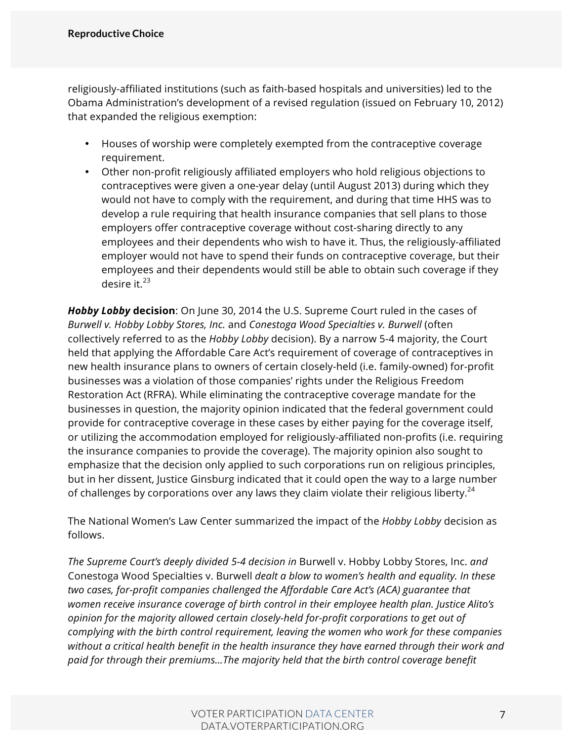religiously-affiliated institutions (such as faith-based hospitals and universities) led to the Obama Administration's development of a revised regulation (issued on February 10, 2012) that expanded the religious exemption:

- Houses of worship were completely exempted from the contraceptive coverage requirement.
- Other non-profit religiously affiliated employers who hold religious objections to contraceptives were given a one-year delay (until August 2013) during which they would not have to comply with the requirement, and during that time HHS was to develop a rule requiring that health insurance companies that sell plans to those employers offer contraceptive coverage without cost-sharing directly to any employees and their dependents who wish to have it. Thus, the religiously-affiliated employer would not have to spend their funds on contraceptive coverage, but their employees and their dependents would still be able to obtain such coverage if they desire it.[23]

***Hobby Lobby* decision**: On June 30, 2014 the U.S. Supreme Court ruled in the cases of *Burwell v. Hobby Lobby Stores, Inc.* and *Conestoga Wood Specialties v. Burwell* (often collectively referred to as the *Hobby Lobby* decision). By a narrow 5-4 majority, the Court held that applying the Affordable Care Act's requirement of coverage of contraceptives in new health insurance plans to owners of certain closely-held (i.e. family-owned) for-profit businesses was a violation of those companies' rights under the Religious Freedom Restoration Act (RFRA). While eliminating the contraceptive coverage mandate for the businesses in question, the majority opinion indicated that the federal government could provide for contraceptive coverage in these cases by either paying for the coverage itself, or utilizing the accommodation employed for religiously-affiliated non-profits (i.e. requiring the insurance companies to provide the coverage). The majority opinion also sought to emphasize that the decision only applied to such corporations run on religious principles, but in her dissent, Justice Ginsburg indicated that it could open the way to a large number of challenges by corporations over any laws they claim violate their religious liberty.[24]

The National Women's Law Center summarized the impact of the *Hobby Lobby* decision as follows.

*The Supreme Court's deeply divided 5-4 decision in* Burwell v. Hobby Lobby Stores, Inc. *and* Conestoga Wood Specialties v. Burwell *dealt a blow to women's health and equality. In these two cases, for-profit companies challenged the Affordable Care Act's (ACA) guarantee that women receive insurance coverage of birth control in their employee health plan. Justice Alito's opinion for the majority allowed certain closely-held for-profit corporations to get out of complying with the birth control requirement, leaving the women who work for these companies without a critical health benefit in the health insurance they have earned through their work and paid for through their premiums…The majority held that the birth control coverage benefit*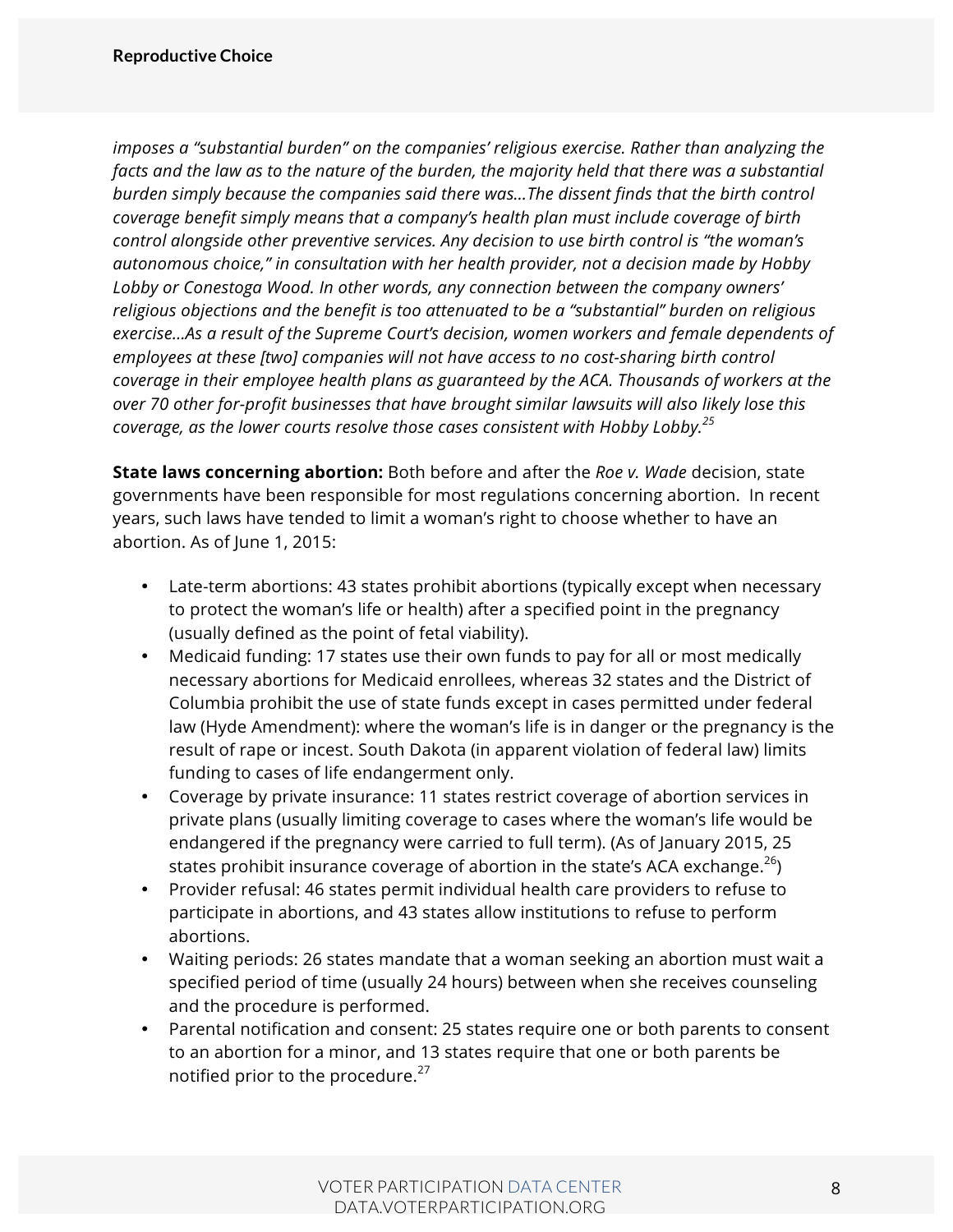*imposes a "substantial burden" on the companies' religious exercise. Rather than analyzing the facts and the law as to the nature of the burden, the majority held that there was a substantial burden simply because the companies said there was...The dissent finds that the birth control coverage benefit simply means that a company's health plan must include coverage of birth control alongside other preventive services. Any decision to use birth control is "the woman's autonomous choice," in consultation with her health provider, not a decision made by Hobby Lobby or Conestoga Wood. In other words, any connection between the company owners' religious objections and the benefit is too attenuated to be a "substantial" burden on religious exercise...As a result of the Supreme Court's decision, women workers and female dependents of employees at these [two] companies will not have access to no cost-sharing birth control coverage in their employee health plans as guaranteed by the ACA. Thousands of workers at the over 70 other for-profit businesses that have brought similar lawsuits will also likely lose this coverage, as the lower courts resolve those cases consistent with Hobby Lobby.*[25]

**State laws concerning abortion:** Both before and after the *Roe v. Wade* decision, state governments have been responsible for most regulations concerning abortion. In recent years, such laws have tended to limit a woman's right to choose whether to have an abortion. As of June 1, 2015:

- Late-term abortions: 43 states prohibit abortions (typically except when necessary to protect the woman's life or health) after a specified point in the pregnancy (usually defined as the point of fetal viability).
- Medicaid funding: 17 states use their own funds to pay for all or most medically necessary abortions for Medicaid enrollees, whereas 32 states and the District of Columbia prohibit the use of state funds except in cases permitted under federal law (Hyde Amendment): where the woman's life is in danger or the pregnancy is the result of rape or incest. South Dakota (in apparent violation of federal law) limits funding to cases of life endangerment only.
- Coverage by private insurance: 11 states restrict coverage of abortion services in private plans (usually limiting coverage to cases where the woman's life would be endangered if the pregnancy were carried to full term). (As of January 2015, 25 states prohibit insurance coverage of abortion in the state's ACA exchange.[26])
- Provider refusal: 46 states permit individual health care providers to refuse to participate in abortions, and 43 states allow institutions to refuse to perform abortions.
- Waiting periods: 26 states mandate that a woman seeking an abortion must wait a specified period of time (usually 24 hours) between when she receives counseling and the procedure is performed.
- Parental notification and consent: 25 states require one or both parents to consent to an abortion for a minor, and 13 states require that one or both parents be notified prior to the procedure.[27]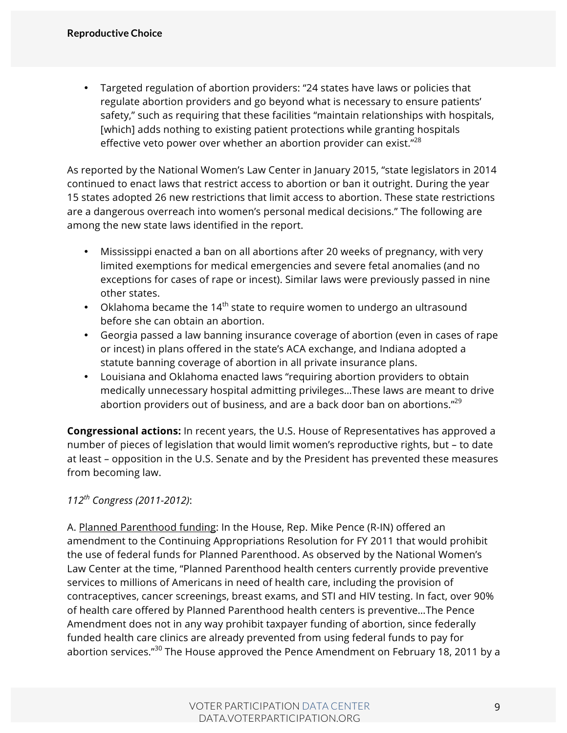- Targeted regulation of abortion providers: "24 states have laws or policies that regulate abortion providers and go beyond what is necessary to ensure patients' safety," such as requiring that these facilities "maintain relationships with hospitals, [which] adds nothing to existing patient protections while granting hospitals effective veto power over whether an abortion provider can exist."[28]

As reported by the National Women's Law Center in January 2015, "state legislators in 2014 continued to enact laws that restrict access to abortion or ban it outright. During the year 15 states adopted 26 new restrictions that limit access to abortion. These state restrictions are a dangerous overreach into women's personal medical decisions." The following are among the new state laws identified in the report.

- Mississippi enacted a ban on all abortions after 20 weeks of pregnancy, with very limited exemptions for medical emergencies and severe fetal anomalies (and no exceptions for cases of rape or incest). Similar laws were previously passed in nine other states.
- Oklahoma became the 14th state to require women to undergo an ultrasound before she can obtain an abortion.
- Georgia passed a law banning insurance coverage of abortion (even in cases of rape or incest) in plans offered in the state's ACA exchange, and Indiana adopted a statute banning coverage of abortion in all private insurance plans.
- Louisiana and Oklahoma enacted laws "requiring abortion providers to obtain medically unnecessary hospital admitting privileges…These laws are meant to drive abortion providers out of business, and are a back door ban on abortions."[29]

**Congressional actions:** In recent years, the U.S. House of Representatives has approved a number of pieces of legislation that would limit women's reproductive rights, but – to date at least – opposition in the U.S. Senate and by the President has prevented these measures from becoming law.

*112th Congress (2011-2012)*:

A. Planned Parenthood funding: In the House, Rep. Mike Pence (R-IN) offered an amendment to the Continuing Appropriations Resolution for FY 2011 that would prohibit the use of federal funds for Planned Parenthood. As observed by the National Women's Law Center at the time, "Planned Parenthood health centers currently provide preventive services to millions of Americans in need of health care, including the provision of contraceptives, cancer screenings, breast exams, and STI and HIV testing. In fact, over 90% of health care offered by Planned Parenthood health centers is preventive…The Pence Amendment does not in any way prohibit taxpayer funding of abortion, since federally funded health care clinics are already prevented from using federal funds to pay for abortion services."[30] The House approved the Pence Amendment on February 18, 2011 by a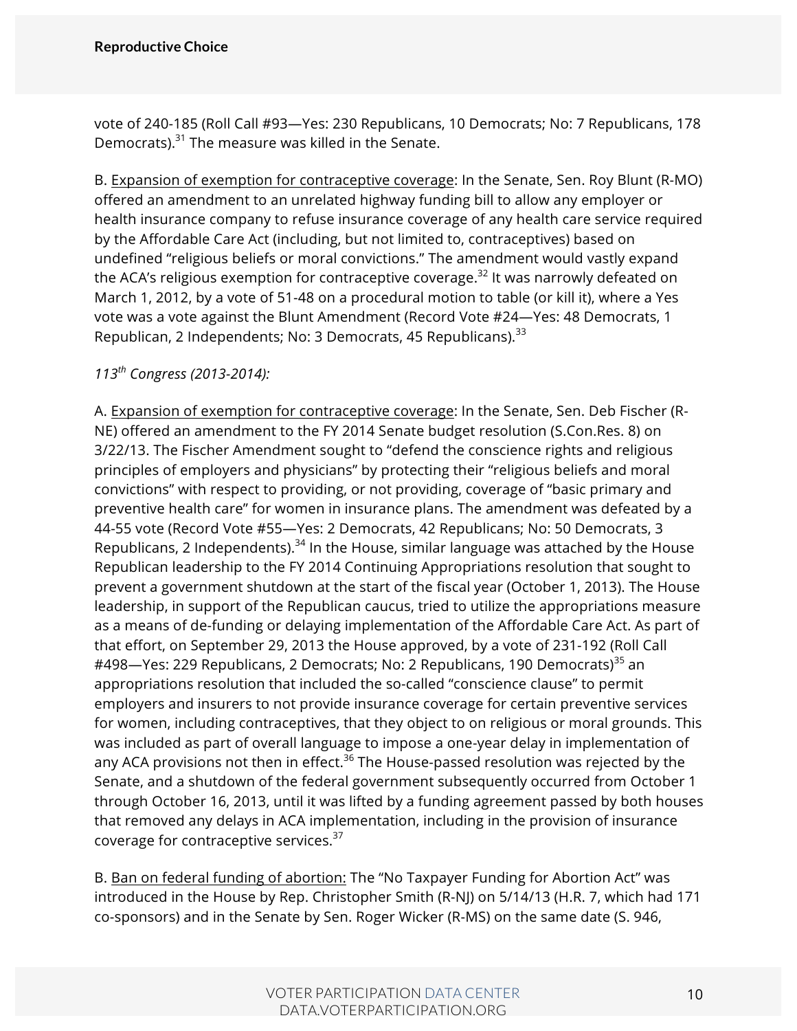vote of 240-185 (Roll Call #93—Yes: 230 Republicans, 10 Democrats; No: 7 Republicans, 178 Democrats).[31] The measure was killed in the Senate.

B. <u>Expansion of exemption for contraceptive coverage</u>: In the Senate, Sen. Roy Blunt (R-MO) offered an amendment to an unrelated highway funding bill to allow any employer or health insurance company to refuse insurance coverage of any health care service required by the Affordable Care Act (including, but not limited to, contraceptives) based on undefined "religious beliefs or moral convictions." The amendment would vastly expand the ACA's religious exemption for contraceptive coverage.[32] It was narrowly defeated on March 1, 2012, by a vote of 51-48 on a procedural motion to table (or kill it), where a Yes vote was a vote against the Blunt Amendment (Record Vote #24—Yes: 48 Democrats, 1 Republican, 2 Independents; No: 3 Democrats, 45 Republicans).[33]

*113th Congress (2013-2014):*

A. <u>Expansion of exemption for contraceptive coverage</u>: In the Senate, Sen. Deb Fischer (R-NE) offered an amendment to the FY 2014 Senate budget resolution (S.Con.Res. 8) on 3/22/13. The Fischer Amendment sought to "defend the conscience rights and religious principles of employers and physicians" by protecting their "religious beliefs and moral convictions" with respect to providing, or not providing, coverage of "basic primary and preventive health care" for women in insurance plans. The amendment was defeated by a 44-55 vote (Record Vote #55—Yes: 2 Democrats, 42 Republicans; No: 50 Democrats, 3 Republicans, 2 Independents).[34] In the House, similar language was attached by the House Republican leadership to the FY 2014 Continuing Appropriations resolution that sought to prevent a government shutdown at the start of the fiscal year (October 1, 2013). The House leadership, in support of the Republican caucus, tried to utilize the appropriations measure as a means of de-funding or delaying implementation of the Affordable Care Act. As part of that effort, on September 29, 2013 the House approved, by a vote of 231-192 (Roll Call #498—Yes: 229 Republicans, 2 Democrats; No: 2 Republicans, 190 Democrats)[35] an appropriations resolution that included the so-called "conscience clause" to permit employers and insurers to not provide insurance coverage for certain preventive services for women, including contraceptives, that they object to on religious or moral grounds. This was included as part of overall language to impose a one-year delay in implementation of any ACA provisions not then in effect.[36] The House-passed resolution was rejected by the Senate, and a shutdown of the federal government subsequently occurred from October 1 through October 16, 2013, until it was lifted by a funding agreement passed by both houses that removed any delays in ACA implementation, including in the provision of insurance coverage for contraceptive services.[37]

B. <u>Ban on federal funding of abortion:</u> The "No Taxpayer Funding for Abortion Act" was introduced in the House by Rep. Christopher Smith (R-NJ) on 5/14/13 (H.R. 7, which had 171 co-sponsors) and in the Senate by Sen. Roger Wicker (R-MS) on the same date (S. 946,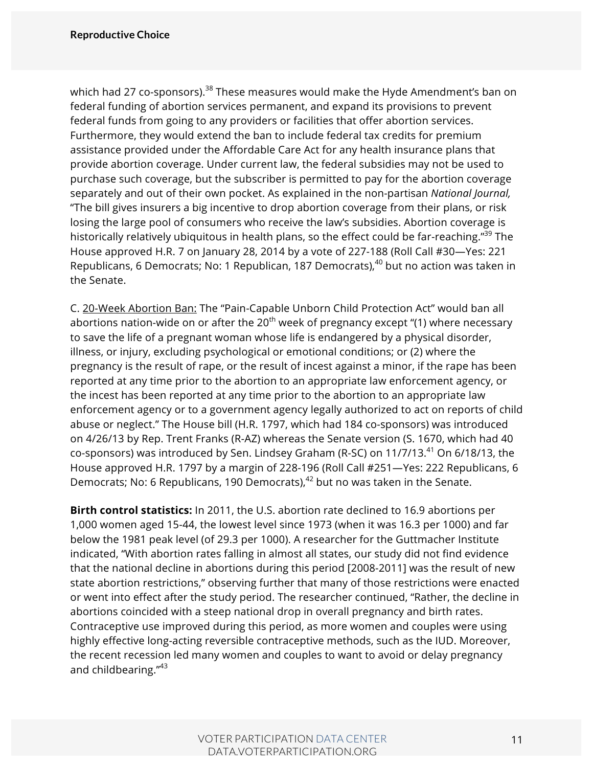which had 27 co-sponsors).[38] These measures would make the Hyde Amendment's ban on federal funding of abortion services permanent, and expand its provisions to prevent federal funds from going to any providers or facilities that offer abortion services. Furthermore, they would extend the ban to include federal tax credits for premium assistance provided under the Affordable Care Act for any health insurance plans that provide abortion coverage. Under current law, the federal subsidies may not be used to purchase such coverage, but the subscriber is permitted to pay for the abortion coverage separately and out of their own pocket. As explained in the non-partisan *National Journal,* "The bill gives insurers a big incentive to drop abortion coverage from their plans, or risk losing the large pool of consumers who receive the law's subsidies. Abortion coverage is historically relatively ubiquitous in health plans, so the effect could be far-reaching."[39] The House approved H.R. 7 on January 28, 2014 by a vote of 227-188 (Roll Call #30—Yes: 221 Republicans, 6 Democrats; No: 1 Republican, 187 Democrats),[40] but no action was taken in the Senate.

C. <u>20-Week Abortion Ban:</u> The "Pain-Capable Unborn Child Protection Act" would ban all abortions nation-wide on or after the 20th week of pregnancy except "(1) where necessary to save the life of a pregnant woman whose life is endangered by a physical disorder, illness, or injury, excluding psychological or emotional conditions; or (2) where the pregnancy is the result of rape, or the result of incest against a minor, if the rape has been reported at any time prior to the abortion to an appropriate law enforcement agency, or the incest has been reported at any time prior to the abortion to an appropriate law enforcement agency or to a government agency legally authorized to act on reports of child abuse or neglect." The House bill (H.R. 1797, which had 184 co-sponsors) was introduced on 4/26/13 by Rep. Trent Franks (R-AZ) whereas the Senate version (S. 1670, which had 40 co-sponsors) was introduced by Sen. Lindsey Graham (R-SC) on 11/7/13.[41] On 6/18/13, the House approved H.R. 1797 by a margin of 228-196 (Roll Call #251—Yes: 222 Republicans, 6 Democrats; No: 6 Republicans, 190 Democrats),[42] but no was taken in the Senate.

**Birth control statistics:** In 2011, the U.S. abortion rate declined to 16.9 abortions per 1,000 women aged 15-44, the lowest level since 1973 (when it was 16.3 per 1000) and far below the 1981 peak level (of 29.3 per 1000). A researcher for the Guttmacher Institute indicated, "With abortion rates falling in almost all states, our study did not find evidence that the national decline in abortions during this period [2008-2011] was the result of new state abortion restrictions," observing further that many of those restrictions were enacted or went into effect after the study period. The researcher continued, "Rather, the decline in abortions coincided with a steep national drop in overall pregnancy and birth rates. Contraceptive use improved during this period, as more women and couples were using highly effective long-acting reversible contraceptive methods, such as the IUD. Moreover, the recent recession led many women and couples to want to avoid or delay pregnancy and childbearing."[43]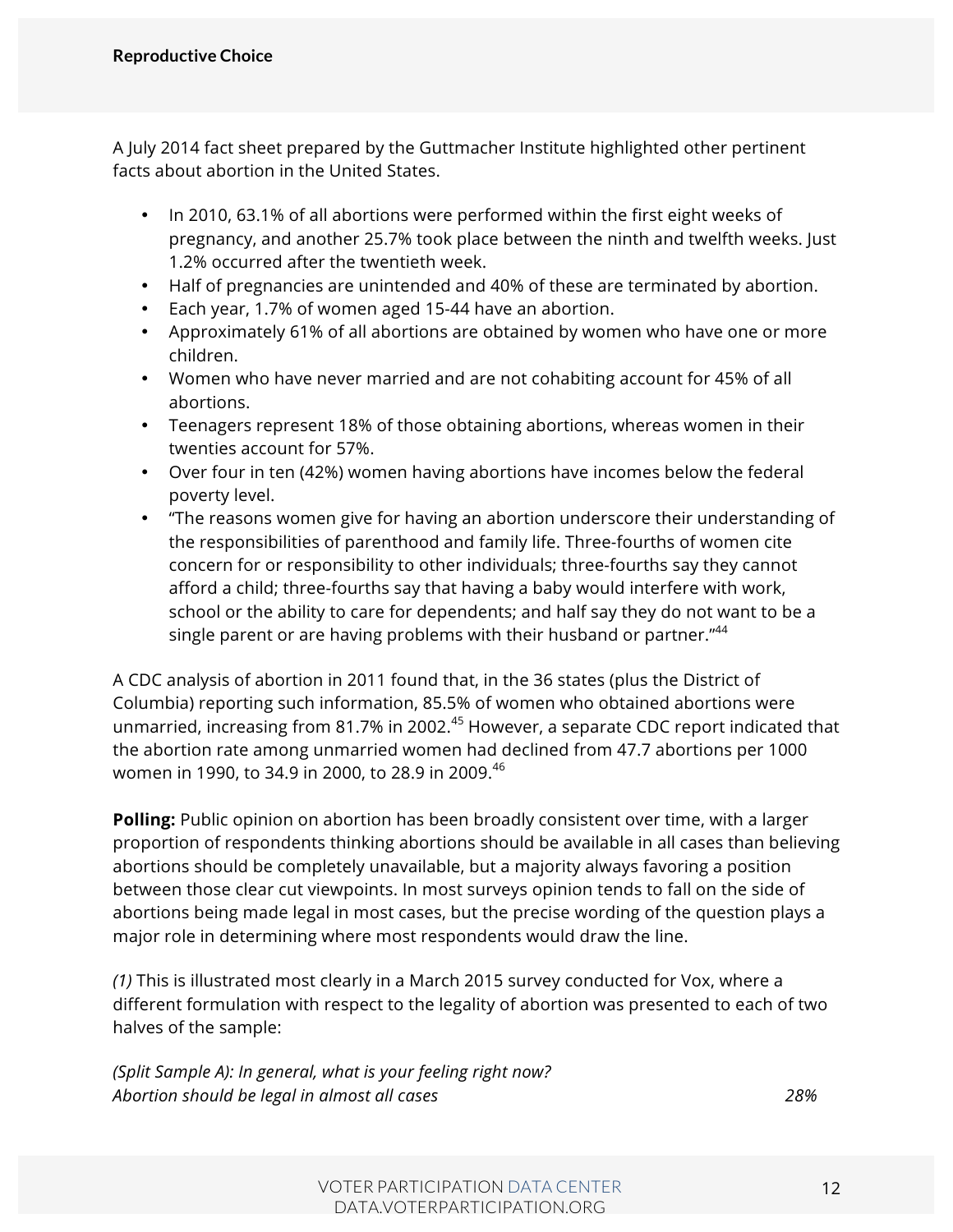A July 2014 fact sheet prepared by the Guttmacher Institute highlighted other pertinent facts about abortion in the United States.

- In 2010, 63.1% of all abortions were performed within the first eight weeks of pregnancy, and another 25.7% took place between the ninth and twelfth weeks. Just 1.2% occurred after the twentieth week.
- Half of pregnancies are unintended and 40% of these are terminated by abortion.
- Each year, 1.7% of women aged 15-44 have an abortion.
- Approximately 61% of all abortions are obtained by women who have one or more children.
- Women who have never married and are not cohabiting account for 45% of all abortions.
- Teenagers represent 18% of those obtaining abortions, whereas women in their twenties account for 57%.
- Over four in ten (42%) women having abortions have incomes below the federal poverty level.
- "The reasons women give for having an abortion underscore their understanding of the responsibilities of parenthood and family life. Three-fourths of women cite concern for or responsibility to other individuals; three-fourths say they cannot afford a child; three-fourths say that having a baby would interfere with work, school or the ability to care for dependents; and half say they do not want to be a single parent or are having problems with their husband or partner."[44]

A CDC analysis of abortion in 2011 found that, in the 36 states (plus the District of Columbia) reporting such information, 85.5% of women who obtained abortions were unmarried, increasing from 81.7% in 2002.[45] However, a separate CDC report indicated that the abortion rate among unmarried women had declined from 47.7 abortions per 1000 women in 1990, to 34.9 in 2000, to 28.9 in 2009.[46]

**Polling:** Public opinion on abortion has been broadly consistent over time, with a larger proportion of respondents thinking abortions should be available in all cases than believing abortions should be completely unavailable, but a majority always favoring a position between those clear cut viewpoints. In most surveys opinion tends to fall on the side of abortions being made legal in most cases, but the precise wording of the question plays a major role in determining where most respondents would draw the line.

*(1)* This is illustrated most clearly in a March 2015 survey conducted for Vox, where a different formulation with respect to the legality of abortion was presented to each of two halves of the sample:

*(Split Sample A): In general, what is your feeling right now?*

| | |
|---|---|
| *Abortion should be legal in almost all cases* | *28%* |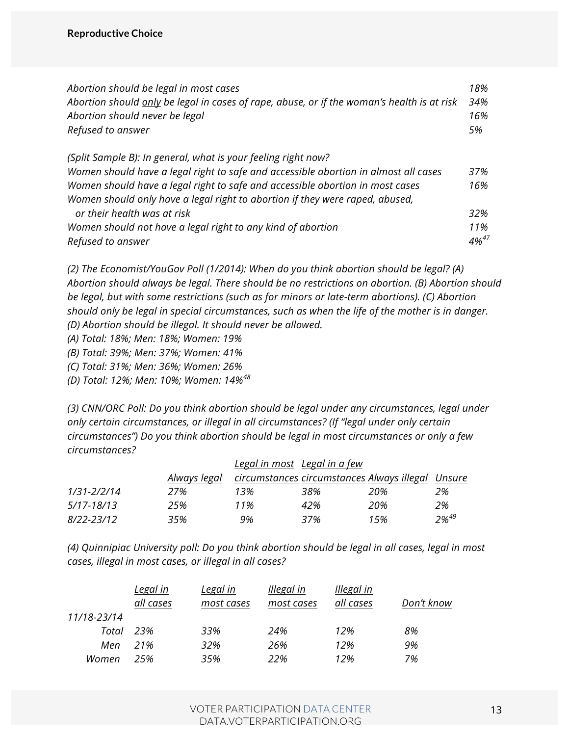*Abortion should be legal in most cases* 18%
*Abortion should only be legal in cases of rape, abuse, or if the woman's health is at risk* 34%
*Abortion should never be legal* 16%
*Refused to answer* 5%

*(Split Sample B): In general, what is your feeling right now?*

| | |
|---|---|
| *Women should have a legal right to safe and accessible abortion in almost all cases* | *37%* |
| *Women should have a legal right to safe and accessible abortion in most cases* | *16%* |
| *Women should only have a legal right to abortion if they were raped, abused, or their health was at risk* | *32%* |
| *Women should not have a legal right to any kind of abortion* | *11%* |
| *Refused to answer* | *4%*[47] |

*(2) The Economist/YouGov Poll (1/2014): When do you think abortion should be legal? (A) Abortion should always be legal. There should be no restrictions on abortion. (B) Abortion should be legal, but with some restrictions (such as for minors or late-term abortions). (C) Abortion should only be legal in special circumstances, such as when the life of the mother is in danger. (D) Abortion should be illegal. It should never be allowed.*

*(A) Total: 18%; Men: 18%; Women: 19%*
*(B) Total: 39%; Men: 37%; Women: 41%*
*(C) Total: 31%; Men: 36%; Women: 26%*
*(D) Total: 12%; Men: 10%; Women: 14%*[48]

*(3) CNN/ORC Poll: Do you think abortion should be legal under any circumstances, legal under only certain circumstances, or illegal in all circumstances? (If "legal under only certain circumstances") Do you think abortion should be legal in most circumstances or only a few circumstances?*

| | *Always legal* | *Legal in most circumstances* | *Legal in a few circumstances* | *Always illegal* | *Unsure* |
|---|---|---|---|---|---|
| *1/31-2/2/14* | *27%* | *13%* | *38%* | *20%* | *2%* |
| *5/17-18/13* | *25%* | *11%* | *42%* | *20%* | *2%* |
| *8/22-23/12* | *35%* | *9%* | *37%* | *15%* | *2%*[49] |

*(4) Quinnipiac University poll: Do you think abortion should be legal in all cases, legal in most cases, illegal in most cases, or illegal in all cases?*

| | *Legal in all cases* | *Legal in most cases* | *Illegal in most cases* | *Illegal in all cases* | *Don't know* |
|---|---|---|---|---|---|
| *11/18-23/14* | | | | | |
| *Total* | *23%* | *33%* | *24%* | *12%* | *8%* |
| *Men* | *21%* | *32%* | *26%* | *12%* | *9%* |
| *Women* | *25%* | *35%* | *22%* | *12%* | *7%* |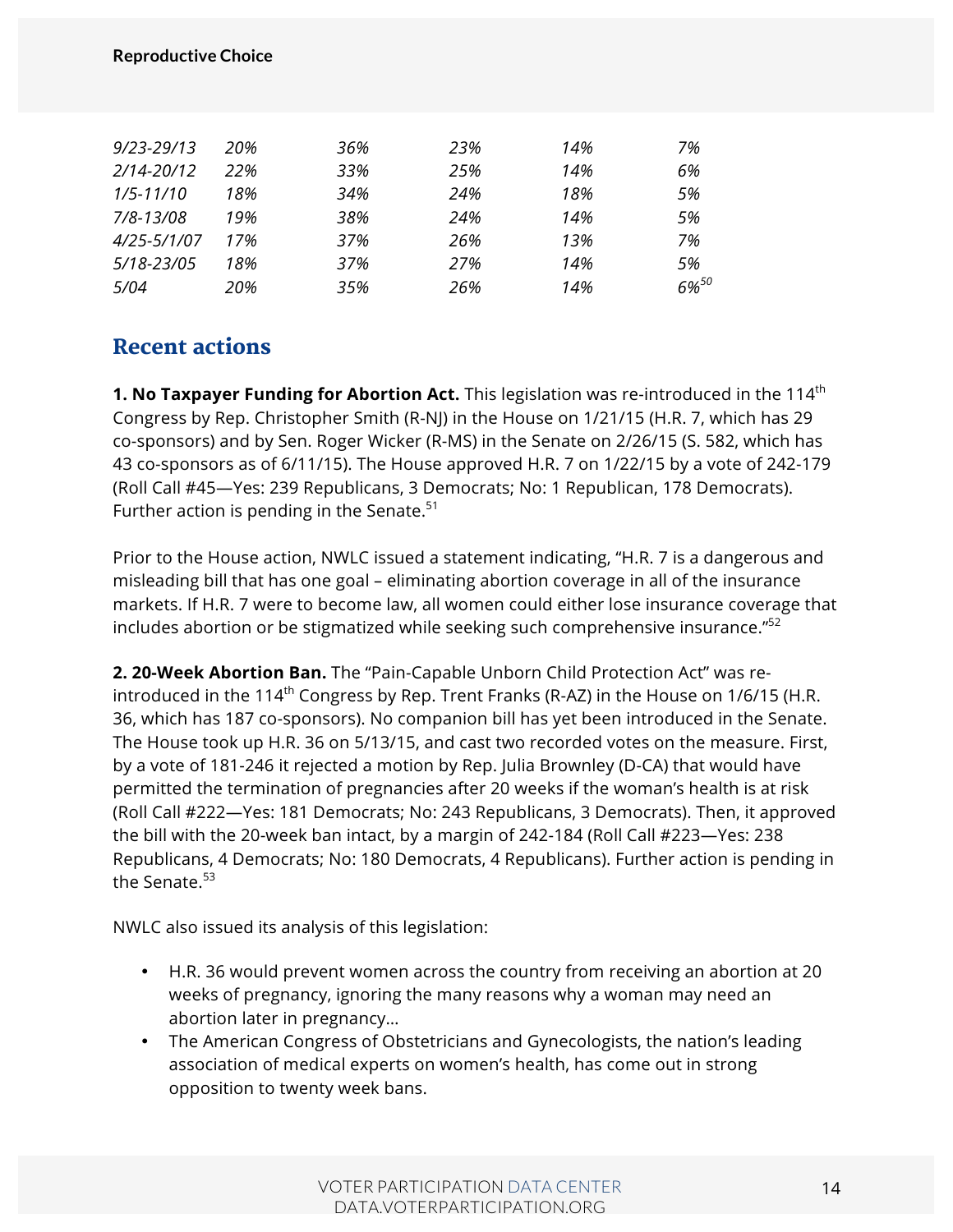| | | | | | |
|---|---|---|---|---|---|
| *9/23-29/13* | *20%* | *36%* | *23%* | *14%* | *7%* |
| *2/14-20/12* | *22%* | *33%* | *25%* | *14%* | *6%* |
| *1/5-11/10* | *18%* | *34%* | *24%* | *18%* | *5%* |
| *7/8-13/08* | *19%* | *38%* | *24%* | *14%* | *5%* |
| *4/25-5/1/07* | *17%* | *37%* | *26%* | *13%* | *7%* |
| *5/18-23/05* | *18%* | *37%* | *27%* | *14%* | *5%* |
| *5/04* | *20%* | *35%* | *26%* | *14%* | *6%*[50] |

## Recent actions

**1. No Taxpayer Funding for Abortion Act.** This legislation was re-introduced in the 114th Congress by Rep. Christopher Smith (R-NJ) in the House on 1/21/15 (H.R. 7, which has 29 co-sponsors) and by Sen. Roger Wicker (R-MS) in the Senate on 2/26/15 (S. 582, which has 43 co-sponsors as of 6/11/15). The House approved H.R. 7 on 1/22/15 by a vote of 242-179 (Roll Call #45—Yes: 239 Republicans, 3 Democrats; No: 1 Republican, 178 Democrats). Further action is pending in the Senate.[51]

Prior to the House action, NWLC issued a statement indicating, "H.R. 7 is a dangerous and misleading bill that has one goal – eliminating abortion coverage in all of the insurance markets. If H.R. 7 were to become law, all women could either lose insurance coverage that includes abortion or be stigmatized while seeking such comprehensive insurance."[52]

**2. 20-Week Abortion Ban.** The "Pain-Capable Unborn Child Protection Act" was re-introduced in the 114th Congress by Rep. Trent Franks (R-AZ) in the House on 1/6/15 (H.R. 36, which has 187 co-sponsors). No companion bill has yet been introduced in the Senate. The House took up H.R. 36 on 5/13/15, and cast two recorded votes on the measure. First, by a vote of 181-246 it rejected a motion by Rep. Julia Brownley (D-CA) that would have permitted the termination of pregnancies after 20 weeks if the woman's health is at risk (Roll Call #222—Yes: 181 Democrats; No: 243 Republicans, 3 Democrats). Then, it approved the bill with the 20-week ban intact, by a margin of 242-184 (Roll Call #223—Yes: 238 Republicans, 4 Democrats; No: 180 Democrats, 4 Republicans). Further action is pending in the Senate.[53]

NWLC also issued its analysis of this legislation:

- H.R. 36 would prevent women across the country from receiving an abortion at 20 weeks of pregnancy, ignoring the many reasons why a woman may need an abortion later in pregnancy…
- The American Congress of Obstetricians and Gynecologists, the nation's leading association of medical experts on women's health, has come out in strong opposition to twenty week bans.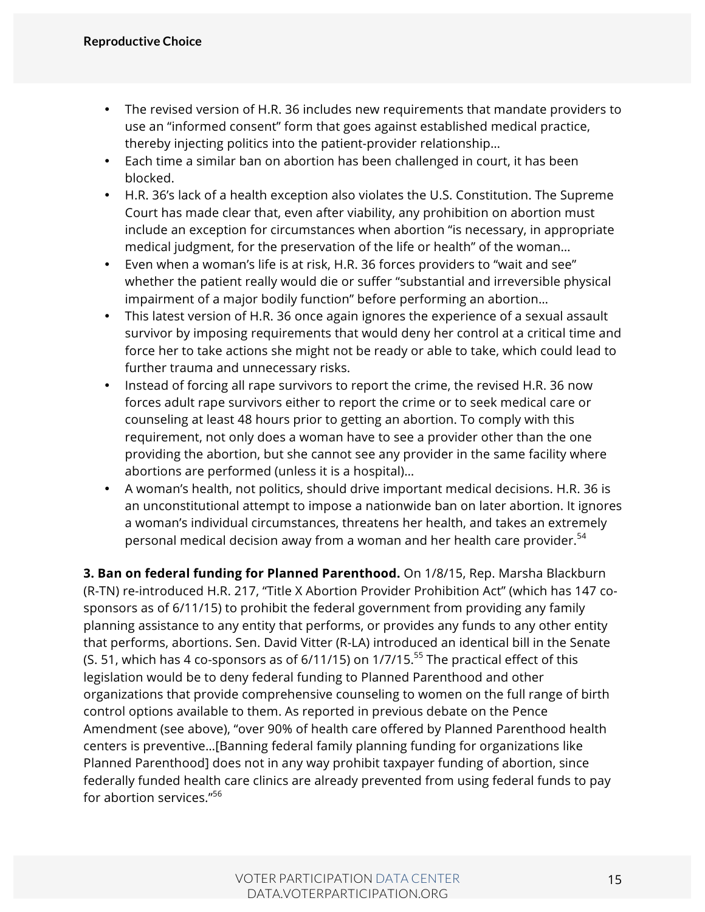- The revised version of H.R. 36 includes new requirements that mandate providers to use an "informed consent" form that goes against established medical practice, thereby injecting politics into the patient-provider relationship…
- Each time a similar ban on abortion has been challenged in court, it has been blocked.
- H.R. 36's lack of a health exception also violates the U.S. Constitution. The Supreme Court has made clear that, even after viability, any prohibition on abortion must include an exception for circumstances when abortion "is necessary, in appropriate medical judgment, for the preservation of the life or health" of the woman…
- Even when a woman's life is at risk, H.R. 36 forces providers to "wait and see" whether the patient really would die or suffer "substantial and irreversible physical impairment of a major bodily function" before performing an abortion…
- This latest version of H.R. 36 once again ignores the experience of a sexual assault survivor by imposing requirements that would deny her control at a critical time and force her to take actions she might not be ready or able to take, which could lead to further trauma and unnecessary risks.
- Instead of forcing all rape survivors to report the crime, the revised H.R. 36 now forces adult rape survivors either to report the crime or to seek medical care or counseling at least 48 hours prior to getting an abortion. To comply with this requirement, not only does a woman have to see a provider other than the one providing the abortion, but she cannot see any provider in the same facility where abortions are performed (unless it is a hospital)…
- A woman's health, not politics, should drive important medical decisions. H.R. 36 is an unconstitutional attempt to impose a nationwide ban on later abortion. It ignores a woman's individual circumstances, threatens her health, and takes an extremely personal medical decision away from a woman and her health care provider.[54]

**3. Ban on federal funding for Planned Parenthood.** On 1/8/15, Rep. Marsha Blackburn (R-TN) re-introduced H.R. 217, "Title X Abortion Provider Prohibition Act" (which has 147 co-sponsors as of 6/11/15) to prohibit the federal government from providing any family planning assistance to any entity that performs, or provides any funds to any other entity that performs, abortions. Sen. David Vitter (R-LA) introduced an identical bill in the Senate (S. 51, which has 4 co-sponsors as of 6/11/15) on 1/7/15.[55] The practical effect of this legislation would be to deny federal funding to Planned Parenthood and other organizations that provide comprehensive counseling to women on the full range of birth control options available to them. As reported in previous debate on the Pence Amendment (see above), "over 90% of health care offered by Planned Parenthood health centers is preventive…[Banning federal family planning funding for organizations like Planned Parenthood] does not in any way prohibit taxpayer funding of abortion, since federally funded health care clinics are already prevented from using federal funds to pay for abortion services."[56]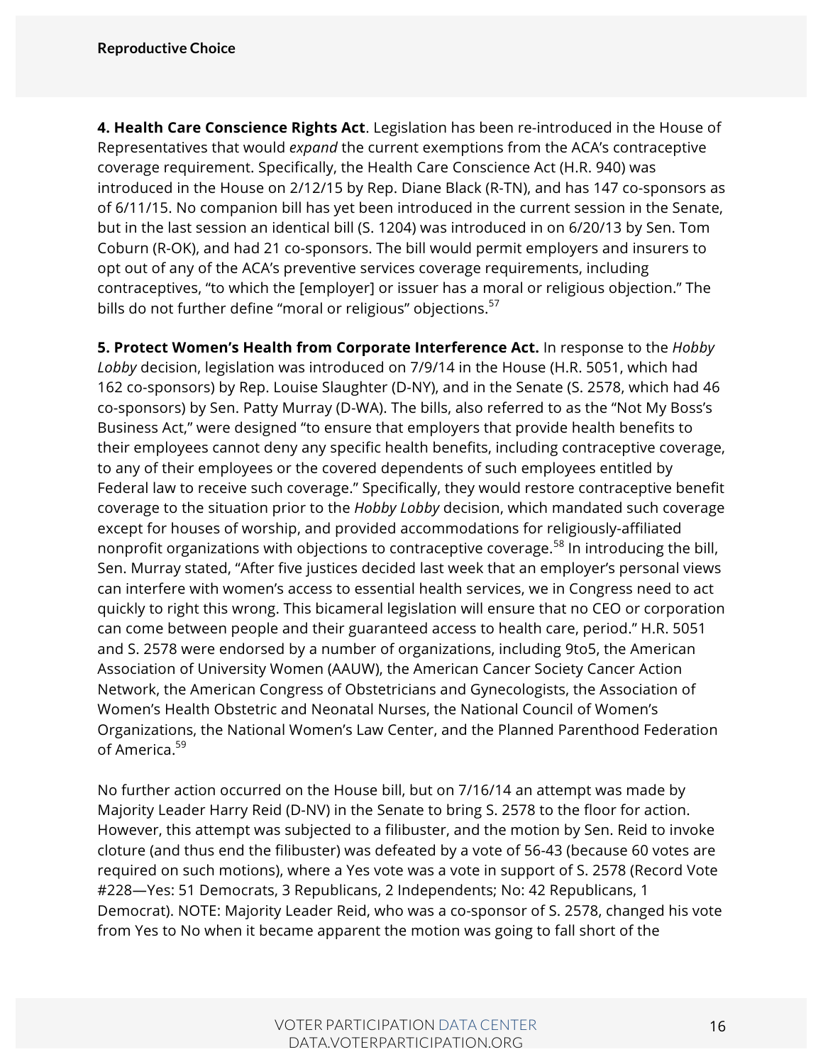**4. Health Care Conscience Rights Act**. Legislation has been re-introduced in the House of Representatives that would *expand* the current exemptions from the ACA's contraceptive coverage requirement. Specifically, the Health Care Conscience Act (H.R. 940) was introduced in the House on 2/12/15 by Rep. Diane Black (R-TN), and has 147 co-sponsors as of 6/11/15. No companion bill has yet been introduced in the current session in the Senate, but in the last session an identical bill (S. 1204) was introduced in on 6/20/13 by Sen. Tom Coburn (R-OK), and had 21 co-sponsors. The bill would permit employers and insurers to opt out of any of the ACA's preventive services coverage requirements, including contraceptives, "to which the [employer] or issuer has a moral or religious objection." The bills do not further define "moral or religious" objections.[57]

**5. Protect Women's Health from Corporate Interference Act.** In response to the *Hobby Lobby* decision, legislation was introduced on 7/9/14 in the House (H.R. 5051, which had 162 co-sponsors) by Rep. Louise Slaughter (D-NY), and in the Senate (S. 2578, which had 46 co-sponsors) by Sen. Patty Murray (D-WA). The bills, also referred to as the "Not My Boss's Business Act," were designed "to ensure that employers that provide health benefits to their employees cannot deny any specific health benefits, including contraceptive coverage, to any of their employees or the covered dependents of such employees entitled by Federal law to receive such coverage." Specifically, they would restore contraceptive benefit coverage to the situation prior to the *Hobby Lobby* decision, which mandated such coverage except for houses of worship, and provided accommodations for religiously-affiliated nonprofit organizations with objections to contraceptive coverage.[58] In introducing the bill, Sen. Murray stated, "After five justices decided last week that an employer's personal views can interfere with women's access to essential health services, we in Congress need to act quickly to right this wrong. This bicameral legislation will ensure that no CEO or corporation can come between people and their guaranteed access to health care, period." H.R. 5051 and S. 2578 were endorsed by a number of organizations, including 9to5, the American Association of University Women (AAUW), the American Cancer Society Cancer Action Network, the American Congress of Obstetricians and Gynecologists, the Association of Women's Health Obstetric and Neonatal Nurses, the National Council of Women's Organizations, the National Women's Law Center, and the Planned Parenthood Federation of America.[59]

No further action occurred on the House bill, but on 7/16/14 an attempt was made by Majority Leader Harry Reid (D-NV) in the Senate to bring S. 2578 to the floor for action. However, this attempt was subjected to a filibuster, and the motion by Sen. Reid to invoke cloture (and thus end the filibuster) was defeated by a vote of 56-43 (because 60 votes are required on such motions), where a Yes vote was a vote in support of S. 2578 (Record Vote #228—Yes: 51 Democrats, 3 Republicans, 2 Independents; No: 42 Republicans, 1 Democrat). NOTE: Majority Leader Reid, who was a co-sponsor of S. 2578, changed his vote from Yes to No when it became apparent the motion was going to fall short of the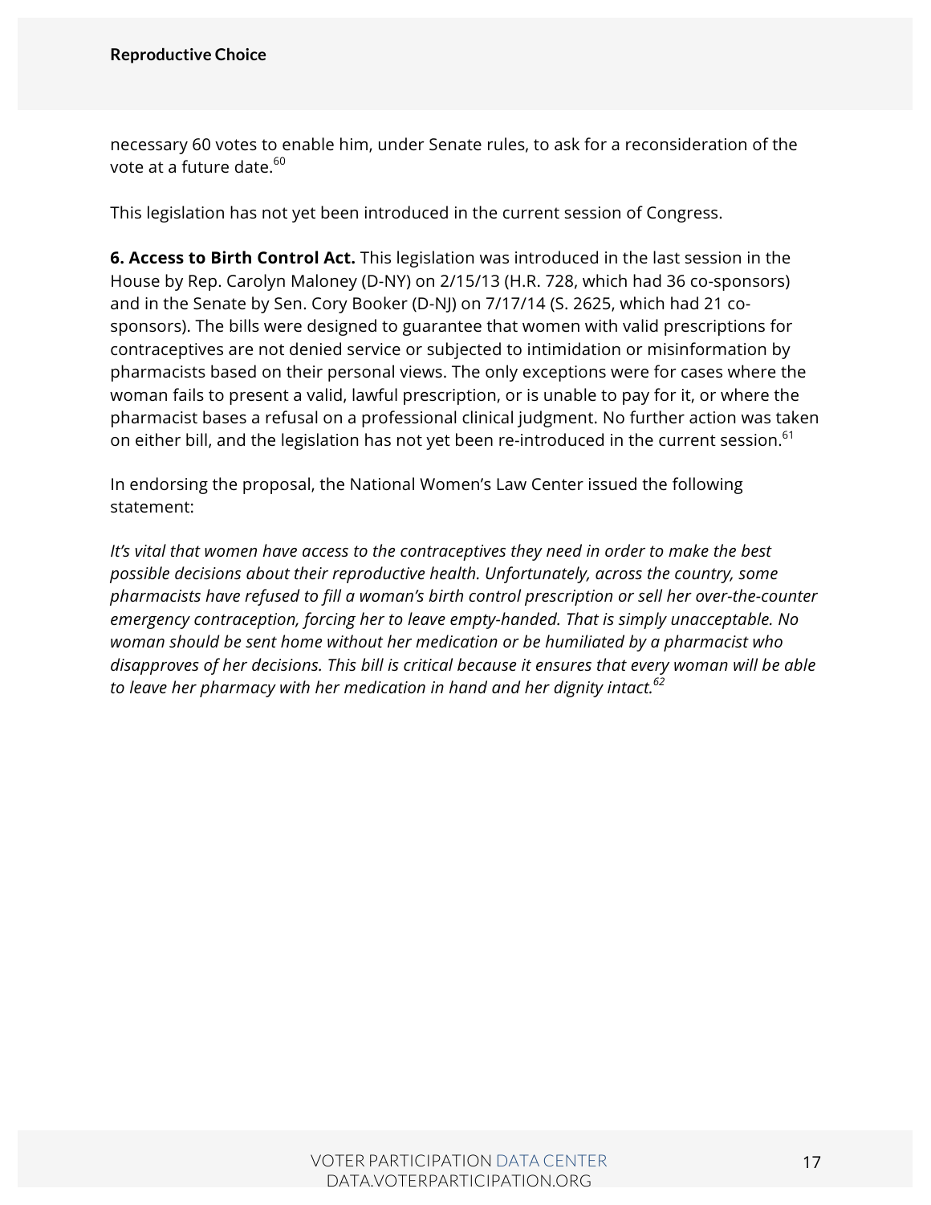necessary 60 votes to enable him, under Senate rules, to ask for a reconsideration of the vote at a future date.[60]

This legislation has not yet been introduced in the current session of Congress.

**6. Access to Birth Control Act.** This legislation was introduced in the last session in the House by Rep. Carolyn Maloney (D-NY) on 2/15/13 (H.R. 728, which had 36 co-sponsors) and in the Senate by Sen. Cory Booker (D-NJ) on 7/17/14 (S. 2625, which had 21 co-sponsors). The bills were designed to guarantee that women with valid prescriptions for contraceptives are not denied service or subjected to intimidation or misinformation by pharmacists based on their personal views. The only exceptions were for cases where the woman fails to present a valid, lawful prescription, or is unable to pay for it, or where the pharmacist bases a refusal on a professional clinical judgment. No further action was taken on either bill, and the legislation has not yet been re-introduced in the current session.[61]

In endorsing the proposal, the National Women's Law Center issued the following statement:

*It's vital that women have access to the contraceptives they need in order to make the best possible decisions about their reproductive health. Unfortunately, across the country, some pharmacists have refused to fill a woman's birth control prescription or sell her over-the-counter emergency contraception, forcing her to leave empty-handed. That is simply unacceptable. No woman should be sent home without her medication or be humiliated by a pharmacist who disapproves of her decisions. This bill is critical because it ensures that every woman will be able to leave her pharmacy with her medication in hand and her dignity intact.*[62]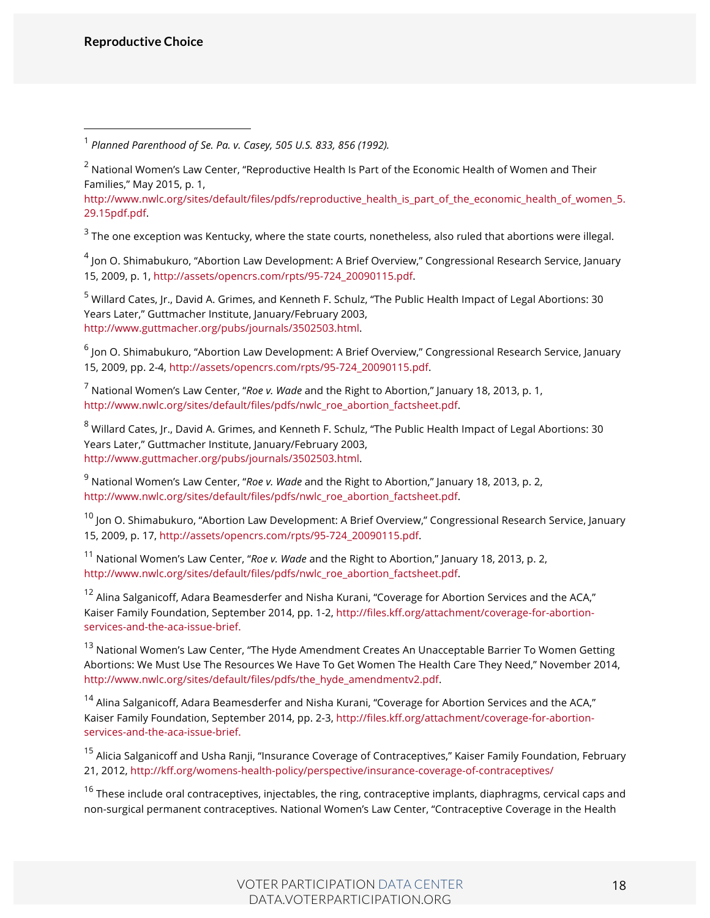[1] *Planned Parenthood of Se. Pa. v. Casey, 505 U.S. 833, 856 (1992).*

[2] National Women's Law Center, "Reproductive Health Is Part of the Economic Health of Women and Their Families," May 2015, p. 1, http://www.nwlc.org/sites/default/files/pdfs/reproductive_health_is_part_of_the_economic_health_of_women_5.29.15pdf.pdf.

[3] The one exception was Kentucky, where the state courts, nonetheless, also ruled that abortions were illegal.

[4] Jon O. Shimabukuro, "Abortion Law Development: A Brief Overview," Congressional Research Service, January 15, 2009, p. 1, http://assets/opencrs.com/rpts/95-724_20090115.pdf.

[5] Willard Cates, Jr., David A. Grimes, and Kenneth F. Schulz, "The Public Health Impact of Legal Abortions: 30 Years Later," Guttmacher Institute, January/February 2003, http://www.guttmacher.org/pubs/journals/3502503.html.

[6] Jon O. Shimabukuro, "Abortion Law Development: A Brief Overview," Congressional Research Service, January 15, 2009, pp. 2-4, http://assets/opencrs.com/rpts/95-724_20090115.pdf.

[7] National Women's Law Center, "*Roe v. Wade* and the Right to Abortion," January 18, 2013, p. 1, http://www.nwlc.org/sites/default/files/pdfs/nwlc_roe_abortion_factsheet.pdf.

[8] Willard Cates, Jr., David A. Grimes, and Kenneth F. Schulz, "The Public Health Impact of Legal Abortions: 30 Years Later," Guttmacher Institute, January/February 2003, http://www.guttmacher.org/pubs/journals/3502503.html.

[9] National Women's Law Center, "*Roe v. Wade* and the Right to Abortion," January 18, 2013, p. 2, http://www.nwlc.org/sites/default/files/pdfs/nwlc_roe_abortion_factsheet.pdf.

[10] Jon O. Shimabukuro, "Abortion Law Development: A Brief Overview," Congressional Research Service, January 15, 2009, p. 17, http://assets/opencrs.com/rpts/95-724_20090115.pdf.

[11] National Women's Law Center, "*Roe v. Wade* and the Right to Abortion," January 18, 2013, p. 2, http://www.nwlc.org/sites/default/files/pdfs/nwlc_roe_abortion_factsheet.pdf.

[12] Alina Salganicoff, Adara Beamesderfer and Nisha Kurani, "Coverage for Abortion Services and the ACA," Kaiser Family Foundation, September 2014, pp. 1-2, http://files.kff.org/attachment/coverage-for-abortion-services-and-the-aca-issue-brief.

[13] National Women's Law Center, "The Hyde Amendment Creates An Unacceptable Barrier To Women Getting Abortions: We Must Use The Resources We Have To Get Women The Health Care They Need," November 2014, http://www.nwlc.org/sites/default/files/pdfs/the_hyde_amendmentv2.pdf.

[14] Alina Salganicoff, Adara Beamesderfer and Nisha Kurani, "Coverage for Abortion Services and the ACA," Kaiser Family Foundation, September 2014, pp. 2-3, http://files.kff.org/attachment/coverage-for-abortion-services-and-the-aca-issue-brief.

[15] Alicia Salganicoff and Usha Ranji, "Insurance Coverage of Contraceptives," Kaiser Family Foundation, February 21, 2012, http://kff.org/womens-health-policy/perspective/insurance-coverage-of-contraceptives/

[16] These include oral contraceptives, injectables, the ring, contraceptive implants, diaphragms, cervical caps and non-surgical permanent contraceptives. National Women's Law Center, "Contraceptive Coverage in the Health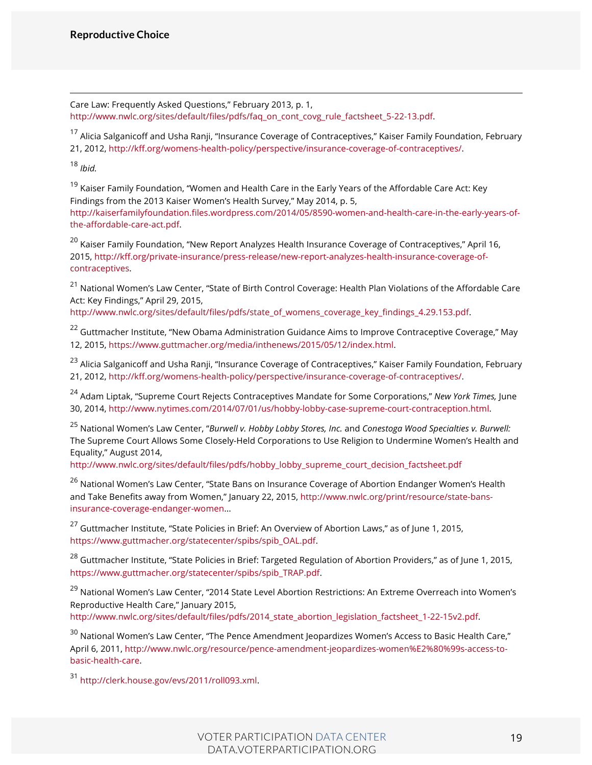Care Law: Frequently Asked Questions," February 2013, p. 1, http://www.nwlc.org/sites/default/files/pdfs/faq_on_cont_covg_rule_factsheet_5-22-13.pdf.

[17] Alicia Salganicoff and Usha Ranji, "Insurance Coverage of Contraceptives," Kaiser Family Foundation, February 21, 2012, http://kff.org/womens-health-policy/perspective/insurance-coverage-of-contraceptives/.

[18] *Ibid*.

[19] Kaiser Family Foundation, "Women and Health Care in the Early Years of the Affordable Care Act: Key Findings from the 2013 Kaiser Women's Health Survey," May 2014, p. 5, http://kaiserfamilyfoundation.files.wordpress.com/2014/05/8590-women-and-health-care-in-the-early-years-of-the-affordable-care-act.pdf.

[20] Kaiser Family Foundation, "New Report Analyzes Health Insurance Coverage of Contraceptives," April 16, 2015, http://kff.org/private-insurance/press-release/new-report-analyzes-health-insurance-coverage-of-contraceptives.

[21] National Women's Law Center, "State of Birth Control Coverage: Health Plan Violations of the Affordable Care Act: Key Findings," April 29, 2015, http://www.nwlc.org/sites/default/files/pdfs/state_of_womens_coverage_key_findings_4.29.153.pdf.

[22] Guttmacher Institute, "New Obama Administration Guidance Aims to Improve Contraceptive Coverage," May 12, 2015, https://www.guttmacher.org/media/inthenews/2015/05/12/index.html.

[23] Alicia Salganicoff and Usha Ranji, "Insurance Coverage of Contraceptives," Kaiser Family Foundation, February 21, 2012, http://kff.org/womens-health-policy/perspective/insurance-coverage-of-contraceptives/.

[24] Adam Liptak, "Supreme Court Rejects Contraceptives Mandate for Some Corporations," *New York Times,* June 30, 2014, http://www.nytimes.com/2014/07/01/us/hobby-lobby-case-supreme-court-contraception.html.

[25] National Women's Law Center, "*Burwell v. Hobby Lobby Stores, Inc.* and *Conestoga Wood Specialties v. Burwell:* The Supreme Court Allows Some Closely-Held Corporations to Use Religion to Undermine Women's Health and Equality," August 2014, http://www.nwlc.org/sites/default/files/pdfs/hobby_lobby_supreme_court_decision_factsheet.pdf

[26] National Women's Law Center, "State Bans on Insurance Coverage of Abortion Endanger Women's Health and Take Benefits away from Women," January 22, 2015, http://www.nwlc.org/print/resource/state-bans-insurance-coverage-endanger-women...

[27] Guttmacher Institute, "State Policies in Brief: An Overview of Abortion Laws," as of June 1, 2015, https://www.guttmacher.org/statecenter/spibs/spib_OAL.pdf.

[28] Guttmacher Institute, "State Policies in Brief: Targeted Regulation of Abortion Providers," as of June 1, 2015, https://www.guttmacher.org/statecenter/spibs/spib_TRAP.pdf.

[29] National Women's Law Center, "2014 State Level Abortion Restrictions: An Extreme Overreach into Women's Reproductive Health Care," January 2015, http://www.nwlc.org/sites/default/files/pdfs/2014_state_abortion_legislation_factsheet_1-22-15v2.pdf.

[30] National Women's Law Center, "The Pence Amendment Jeopardizes Women's Access to Basic Health Care," April 6, 2011, http://www.nwlc.org/resource/pence-amendment-jeopardizes-women%E2%80%99s-access-to-basic-health-care.

[31] http://clerk.house.gov/evs/2011/roll093.xml.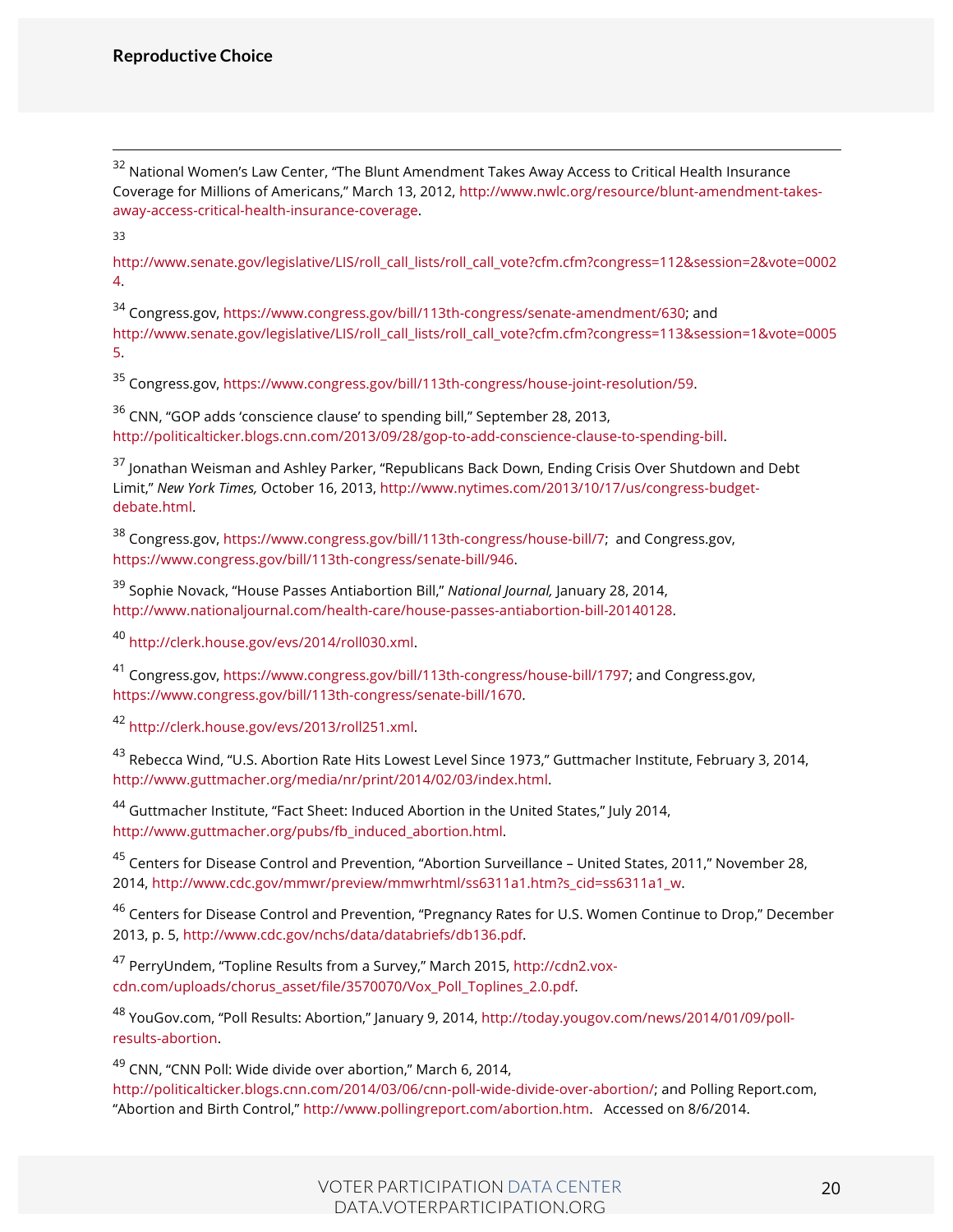[32] National Women's Law Center, "The Blunt Amendment Takes Away Access to Critical Health Insurance Coverage for Millions of Americans," March 13, 2012, http://www.nwlc.org/resource/blunt-amendment-takes-away-access-critical-health-insurance-coverage.

[33] http://www.senate.gov/legislative/LIS/roll_call_lists/roll_call_vote?cfm.cfm?congress=112&session=2&vote=00024.

[34] Congress.gov, https://www.congress.gov/bill/113th-congress/senate-amendment/630; and http://www.senate.gov/legislative/LIS/roll_call_lists/roll_call_vote?cfm.cfm?congress=113&session=1&vote=00055.

[35] Congress.gov, https://www.congress.gov/bill/113th-congress/house-joint-resolution/59.

[36] CNN, "GOP adds 'conscience clause' to spending bill," September 28, 2013, http://politicalticker.blogs.cnn.com/2013/09/28/gop-to-add-conscience-clause-to-spending-bill.

[37] Jonathan Weisman and Ashley Parker, "Republicans Back Down, Ending Crisis Over Shutdown and Debt Limit," *New York Times,* October 16, 2013, http://www.nytimes.com/2013/10/17/us/congress-budget-debate.html.

[38] Congress.gov, https://www.congress.gov/bill/113th-congress/house-bill/7; and Congress.gov, https://www.congress.gov/bill/113th-congress/senate-bill/946.

[39] Sophie Novack, "House Passes Antiabortion Bill," *National Journal,* January 28, 2014, http://www.nationaljournal.com/health-care/house-passes-antiabortion-bill-20140128.

[40] http://clerk.house.gov/evs/2014/roll030.xml.

[41] Congress.gov, https://www.congress.gov/bill/113th-congress/house-bill/1797; and Congress.gov, https://www.congress.gov/bill/113th-congress/senate-bill/1670.

[42] http://clerk.house.gov/evs/2013/roll251.xml.

[43] Rebecca Wind, "U.S. Abortion Rate Hits Lowest Level Since 1973," Guttmacher Institute, February 3, 2014, http://www.guttmacher.org/media/nr/print/2014/02/03/index.html.

[44] Guttmacher Institute, "Fact Sheet: Induced Abortion in the United States," July 2014, http://www.guttmacher.org/pubs/fb_induced_abortion.html.

[45] Centers for Disease Control and Prevention, "Abortion Surveillance – United States, 2011," November 28, 2014, http://www.cdc.gov/mmwr/preview/mmwrhtml/ss6311a1.htm?s_cid=ss6311a1_w.

[46] Centers for Disease Control and Prevention, "Pregnancy Rates for U.S. Women Continue to Drop," December 2013, p. 5, http://www.cdc.gov/nchs/data/databriefs/db136.pdf.

[47] PerryUndem, "Topline Results from a Survey," March 2015, http://cdn2.vox-cdn.com/uploads/chorus_asset/file/3570070/Vox_Poll_Toplines_2.0.pdf.

[48] YouGov.com, "Poll Results: Abortion," January 9, 2014, http://today.yougov.com/news/2014/01/09/poll-results-abortion.

[49] CNN, "CNN Poll: Wide divide over abortion," March 6, 2014, http://politicalticker.blogs.cnn.com/2014/03/06/cnn-poll-wide-divide-over-abortion/; and Polling Report.com, "Abortion and Birth Control," http://www.pollingreport.com/abortion.htm. Accessed on 8/6/2014.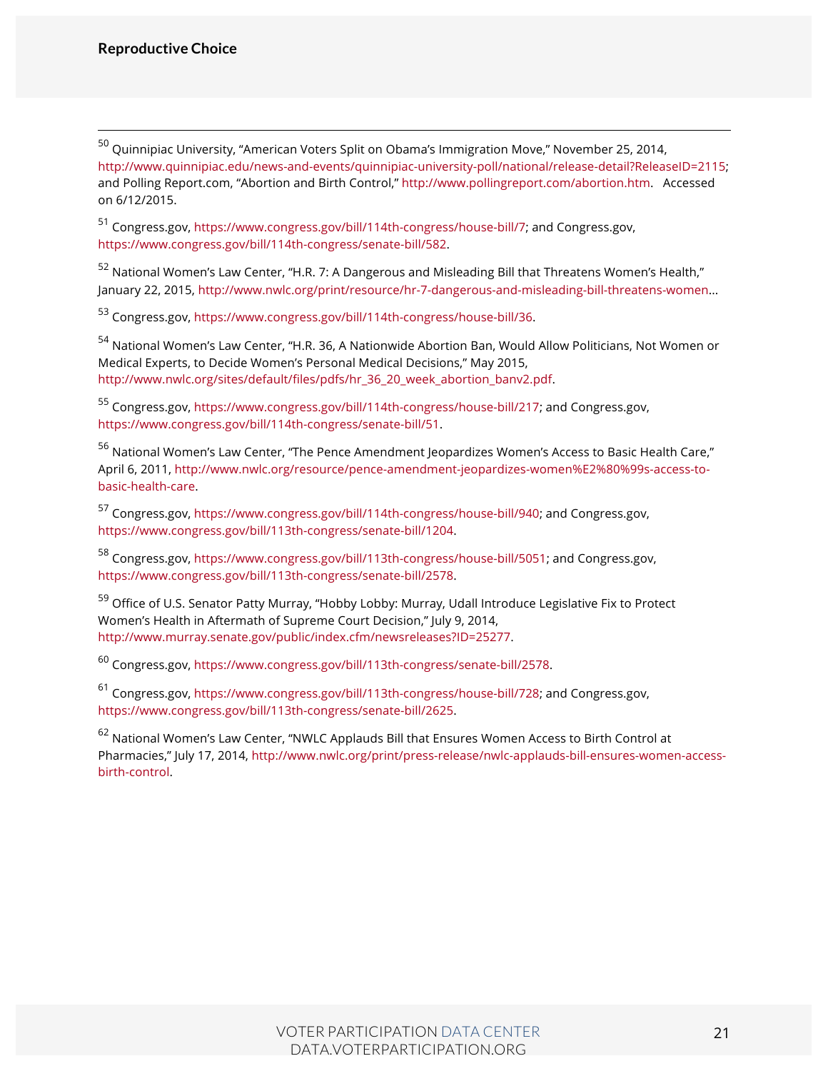[50] Quinnipiac University, "American Voters Split on Obama's Immigration Move," November 25, 2014, http://www.quinnipiac.edu/news-and-events/quinnipiac-university-poll/national/release-detail?ReleaseID=2115; and Polling Report.com, "Abortion and Birth Control," http://www.pollingreport.com/abortion.htm. Accessed on 6/12/2015.

[51] Congress.gov, https://www.congress.gov/bill/114th-congress/house-bill/7; and Congress.gov, https://www.congress.gov/bill/114th-congress/senate-bill/582.

[52] National Women's Law Center, "H.R. 7: A Dangerous and Misleading Bill that Threatens Women's Health," January 22, 2015, http://www.nwlc.org/print/resource/hr-7-dangerous-and-misleading-bill-threatens-women...

[53] Congress.gov, https://www.congress.gov/bill/114th-congress/house-bill/36.

[54] National Women's Law Center, "H.R. 36, A Nationwide Abortion Ban, Would Allow Politicians, Not Women or Medical Experts, to Decide Women's Personal Medical Decisions," May 2015, http://www.nwlc.org/sites/default/files/pdfs/hr_36_20_week_abortion_banv2.pdf.

[55] Congress.gov, https://www.congress.gov/bill/114th-congress/house-bill/217; and Congress.gov, https://www.congress.gov/bill/114th-congress/senate-bill/51.

[56] National Women's Law Center, "The Pence Amendment Jeopardizes Women's Access to Basic Health Care," April 6, 2011, http://www.nwlc.org/resource/pence-amendment-jeopardizes-women%E2%80%99s-access-to-basic-health-care.

[57] Congress.gov, https://www.congress.gov/bill/114th-congress/house-bill/940; and Congress.gov, https://www.congress.gov/bill/113th-congress/senate-bill/1204.

[58] Congress.gov, https://www.congress.gov/bill/113th-congress/house-bill/5051; and Congress.gov, https://www.congress.gov/bill/113th-congress/senate-bill/2578.

[59] Office of U.S. Senator Patty Murray, "Hobby Lobby: Murray, Udall Introduce Legislative Fix to Protect Women's Health in Aftermath of Supreme Court Decision," July 9, 2014, http://www.murray.senate.gov/public/index.cfm/newsreleases?ID=25277.

[60] Congress.gov, https://www.congress.gov/bill/113th-congress/senate-bill/2578.

[61] Congress.gov, https://www.congress.gov/bill/113th-congress/house-bill/728; and Congress.gov, https://www.congress.gov/bill/113th-congress/senate-bill/2625.

[62] National Women's Law Center, "NWLC Applauds Bill that Ensures Women Access to Birth Control at Pharmacies," July 17, 2014, http://www.nwlc.org/print/press-release/nwlc-applauds-bill-ensures-women-access-birth-control.